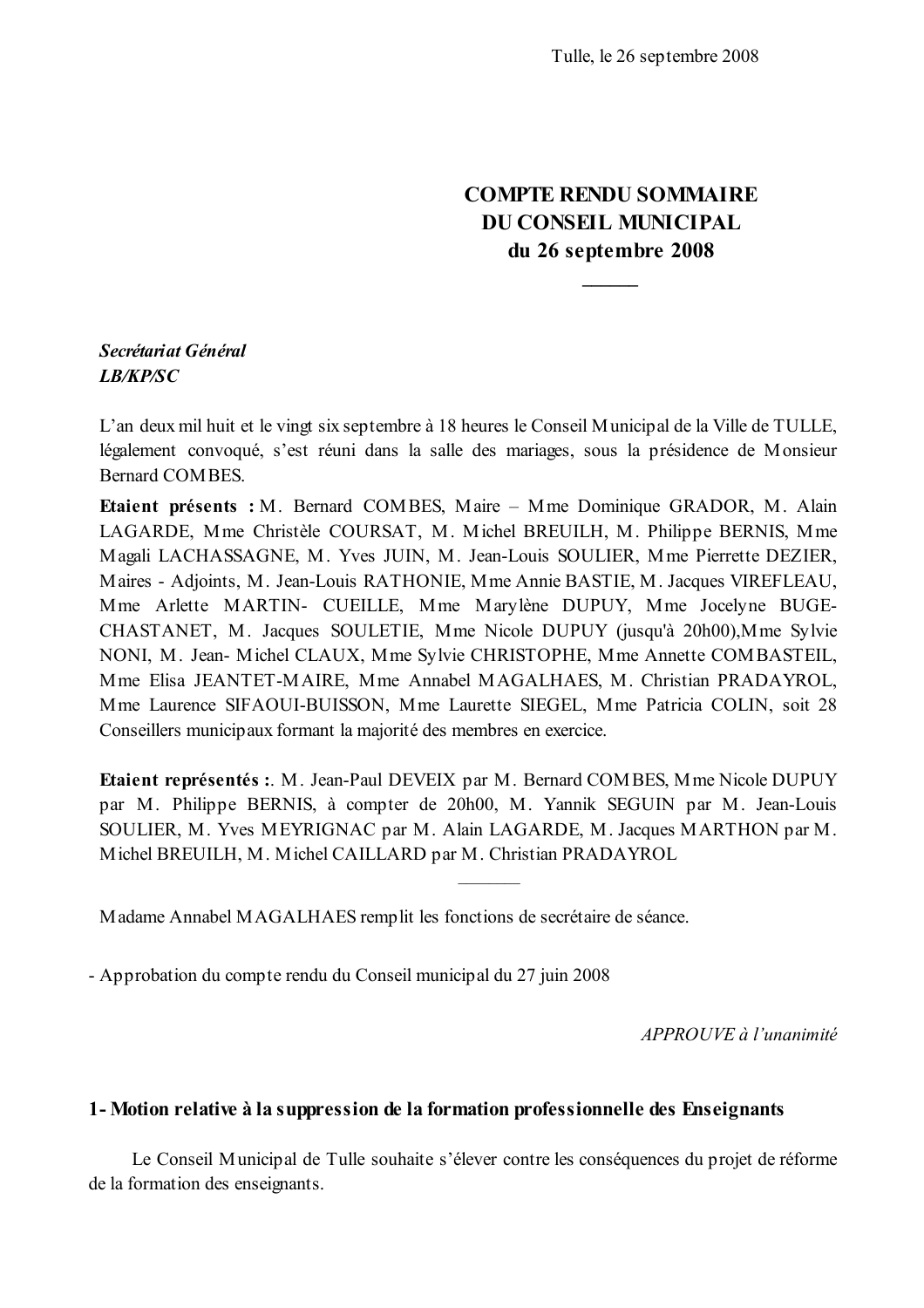Tulle, le 26 septembre 2008

# COMPTE RENDU SOMMAIRE DU CONSEIL MUNICIPAL du 26 septembre 2008

***Secrétariat Général***
***LB/KP/SC***

L'an deux mil huit et le vingt six septembre à 18 heures le Conseil Municipal de la Ville de TULLE, légalement convoqué, s'est réuni dans la salle des mariages, sous la présidence de Monsieur Bernard COMBES.

**Etaient présents :** M. Bernard COMBES, Maire – Mme Dominique GRADOR, M. Alain LAGARDE, Mme Christèle COURSAT, M. Michel BREUILH, M. Philippe BERNIS, Mme Magali LACHASSAGNE, M. Yves JUIN, M. Jean-Louis SOULIER, Mme Pierrette DEZIER, Maires - Adjoints, M. Jean-Louis RATHONIE, Mme Annie BASTIE, M. Jacques VIREFLEAU, Mme Arlette MARTIN- CUEILLE, Mme Marylène DUPUY, Mme Jocelyne BUGE-CHASTANET, M. Jacques SOULETIE, Mme Nicole DUPUY (jusqu'à 20h00),Mme Sylvie NONI, M. Jean- Michel CLAUX, Mme Sylvie CHRISTOPHE, Mme Annette COMBASTEIL, Mme Elisa JEANTET-MAIRE, Mme Annabel MAGALHAES, M. Christian PRADAYROL, Mme Laurence SIFAOUI-BUISSON, Mme Laurette SIEGEL, Mme Patricia COLIN, soit 28 Conseillers municipaux formant la majorité des membres en exercice.

**Etaient représentés :**. M. Jean-Paul DEVEIX par M. Bernard COMBES, Mme Nicole DUPUY par M. Philippe BERNIS, à compter de 20h00, M. Yannik SEGUIN par M. Jean-Louis SOULIER, M. Yves MEYRIGNAC par M. Alain LAGARDE, M. Jacques MARTHON par M. Michel BREUILH, M. Michel CAILLARD par M. Christian PRADAYROL

---

Madame Annabel MAGALHAES remplit les fonctions de secrétaire de séance.

- Approbation du compte rendu du Conseil municipal du 27 juin 2008

*APPROUVE à l'unanimité*

## 1- Motion relative à la suppression de la formation professionnelle des Enseignants

Le Conseil Municipal de Tulle souhaite s'élever contre les conséquences du projet de réforme de la formation des enseignants.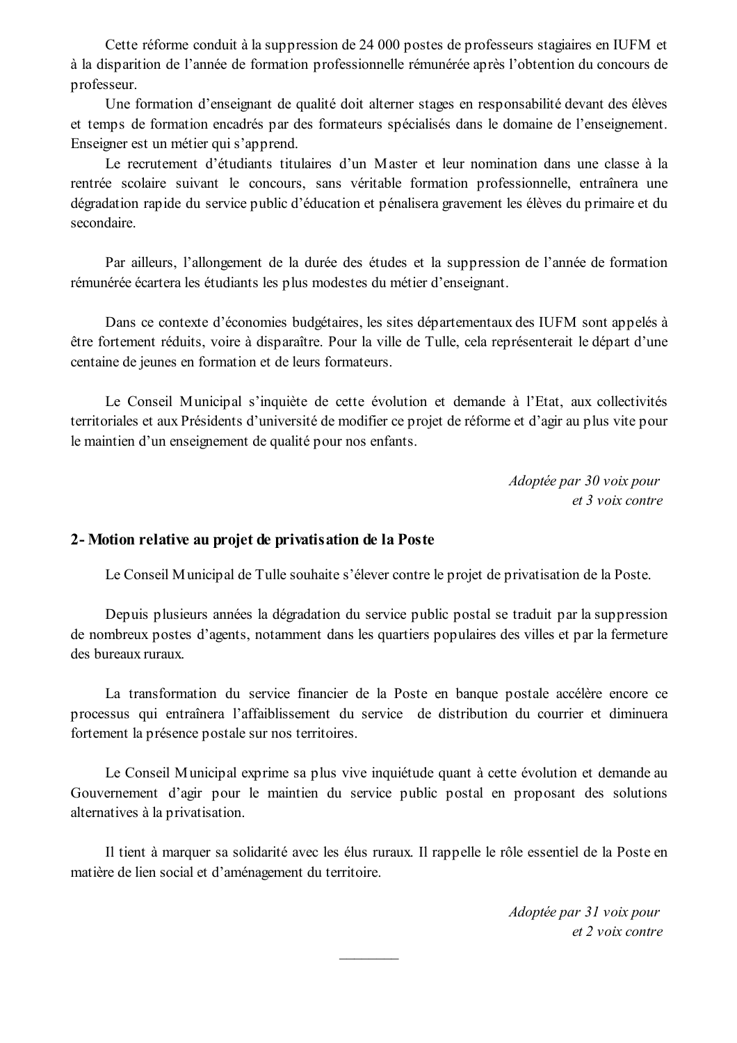Cette réforme conduit à la suppression de 24 000 postes de professeurs stagiaires en IUFM et à la disparition de l'année de formation professionnelle rémunérée après l'obtention du concours de professeur.

Une formation d'enseignant de qualité doit alterner stages en responsabilité devant des élèves et temps de formation encadrés par des formateurs spécialisés dans le domaine de l'enseignement. Enseigner est un métier qui s'apprend.

Le recrutement d'étudiants titulaires d'un Master et leur nomination dans une classe à la rentrée scolaire suivant le concours, sans véritable formation professionnelle, entraînera une dégradation rapide du service public d'éducation et pénalisera gravement les élèves du primaire et du secondaire.

Par ailleurs, l'allongement de la durée des études et la suppression de l'année de formation rémunérée écartera les étudiants les plus modestes du métier d'enseignant.

Dans ce contexte d'économies budgétaires, les sites départementaux des IUFM sont appelés à être fortement réduits, voire à disparaître. Pour la ville de Tulle, cela représenterait le départ d'une centaine de jeunes en formation et de leurs formateurs.

Le Conseil Municipal s'inquiète de cette évolution et demande à l'Etat, aux collectivités territoriales et aux Présidents d'université de modifier ce projet de réforme et d'agir au plus vite pour le maintien d'un enseignement de qualité pour nos enfants.

*Adoptée par 30 voix pour et 3 voix contre*

**2- Motion relative au projet de privatisation de la Poste**

Le Conseil Municipal de Tulle souhaite s'élever contre le projet de privatisation de la Poste.

Depuis plusieurs années la dégradation du service public postal se traduit par la suppression de nombreux postes d'agents, notamment dans les quartiers populaires des villes et par la fermeture des bureaux ruraux.

La transformation du service financier de la Poste en banque postale accélère encore ce processus qui entraînera l'affaiblissement du service de distribution du courrier et diminuera fortement la présence postale sur nos territoires.

Le Conseil Municipal exprime sa plus vive inquiétude quant à cette évolution et demande au Gouvernement d'agir pour le maintien du service public postal en proposant des solutions alternatives à la privatisation.

Il tient à marquer sa solidarité avec les élus ruraux. Il rappelle le rôle essentiel de la Poste en matière de lien social et d'aménagement du territoire.

*Adoptée par 31 voix pour et 2 voix contre*

---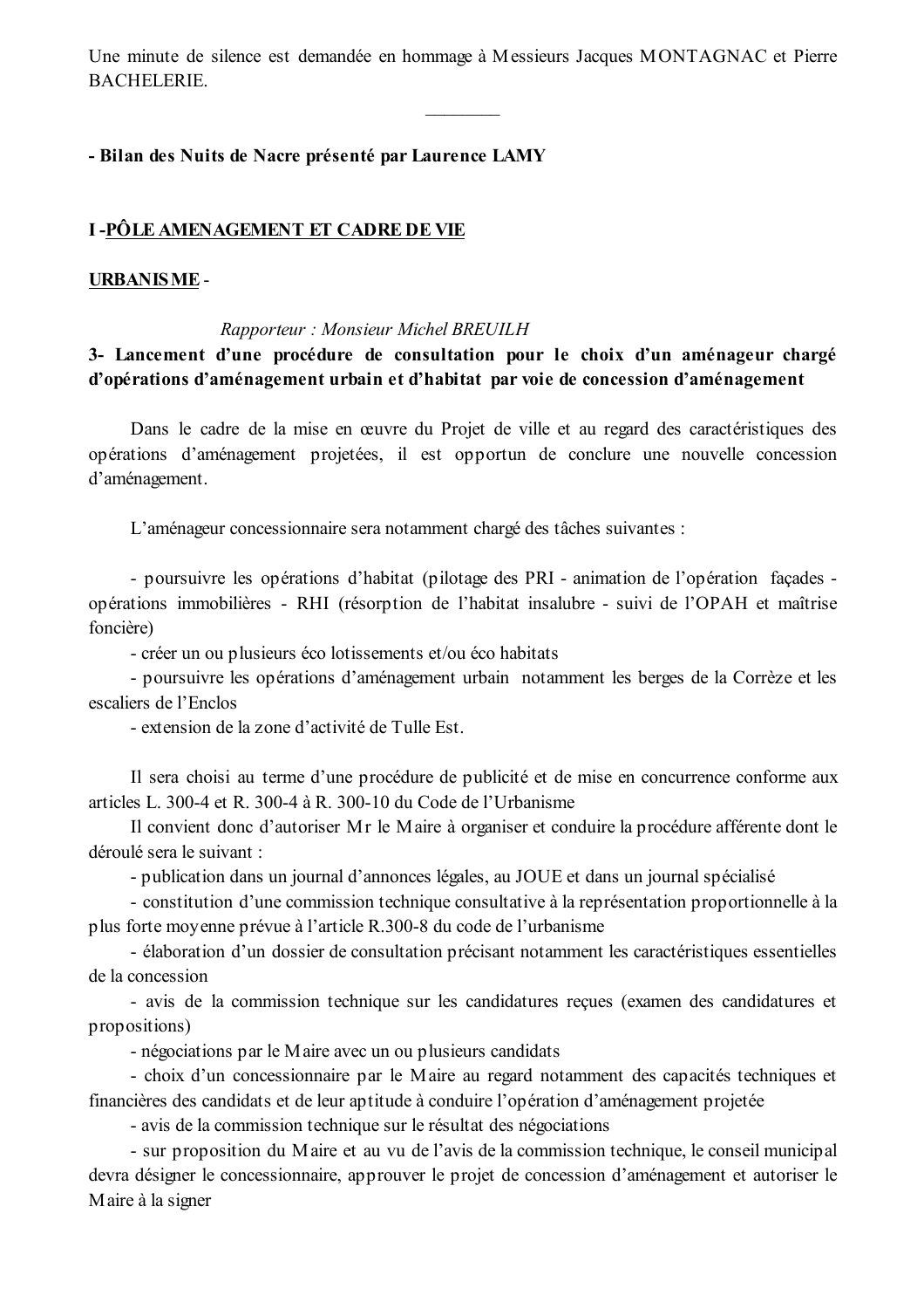Une minute de silence est demandée en hommage à Messieurs Jacques MONTAGNAC et Pierre BACHELERIE.

________

**- Bilan des Nuits de Nacre présenté par Laurence LAMY**

## I -PÔLE AMENAGEMENT ET CADRE DE VIE

### URBANISME -

*Rapporteur : Monsieur Michel BREUILH*

**3- Lancement d'une procédure de consultation pour le choix d'un aménageur chargé d'opérations d'aménagement urbain et d'habitat par voie de concession d'aménagement**

Dans le cadre de la mise en œuvre du Projet de ville et au regard des caractéristiques des opérations d'aménagement projetées, il est opportun de conclure une nouvelle concession d'aménagement.

L'aménageur concessionnaire sera notamment chargé des tâches suivantes :

- poursuivre les opérations d'habitat (pilotage des PRI - animation de l'opération façades - opérations immobilières - RHI (résorption de l'habitat insalubre - suivi de l'OPAH et maîtrise foncière)
- créer un ou plusieurs éco lotissements et/ou éco habitats
- poursuivre les opérations d'aménagement urbain notamment les berges de la Corrèze et les escaliers de l'Enclos
- extension de la zone d'activité de Tulle Est.

Il sera choisi au terme d'une procédure de publicité et de mise en concurrence conforme aux articles L. 300-4 et R. 300-4 à R. 300-10 du Code de l'Urbanisme

Il convient donc d'autoriser Mr le Maire à organiser et conduire la procédure afférente dont le déroulé sera le suivant :

- publication dans un journal d'annonces légales, au JOUE et dans un journal spécialisé
- constitution d'une commission technique consultative à la représentation proportionnelle à la plus forte moyenne prévue à l'article R.300-8 du code de l'urbanisme
- élaboration d'un dossier de consultation précisant notamment les caractéristiques essentielles de la concession
- avis de la commission technique sur les candidatures reçues (examen des candidatures et propositions)
- négociations par le Maire avec un ou plusieurs candidats
- choix d'un concessionnaire par le Maire au regard notamment des capacités techniques et financières des candidats et de leur aptitude à conduire l'opération d'aménagement projetée
- avis de la commission technique sur le résultat des négociations
- sur proposition du Maire et au vu de l'avis de la commission technique, le conseil municipal devra désigner le concessionnaire, approuver le projet de concession d'aménagement et autoriser le Maire à la signer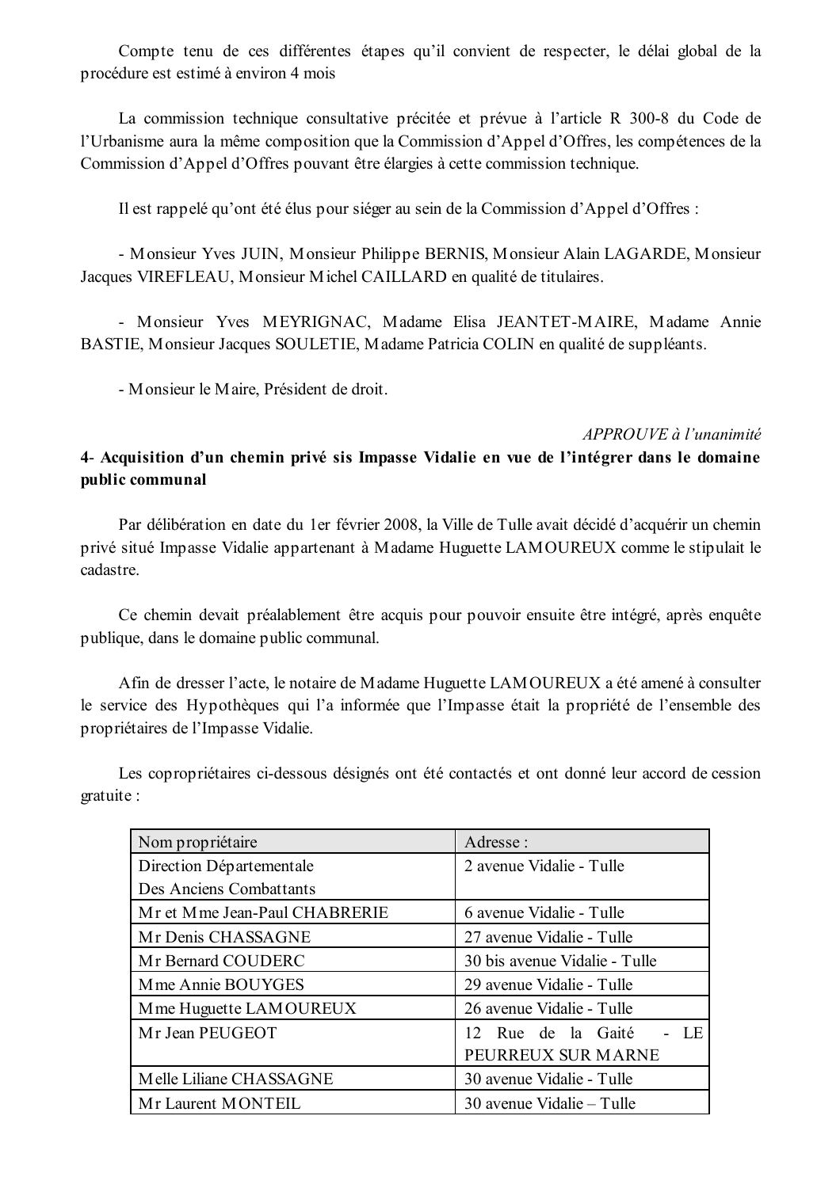Compte tenu de ces différentes étapes qu'il convient de respecter, le délai global de la procédure est estimé à environ 4 mois

La commission technique consultative précitée et prévue à l'article R 300-8 du Code de l'Urbanisme aura la même composition que la Commission d'Appel d'Offres, les compétences de la Commission d'Appel d'Offres pouvant être élargies à cette commission technique.

Il est rappelé qu'ont été élus pour siéger au sein de la Commission d'Appel d'Offres :

- Monsieur Yves JUIN, Monsieur Philippe BERNIS, Monsieur Alain LAGARDE, Monsieur Jacques VIREFLEAU, Monsieur Michel CAILLARD en qualité de titulaires.

- Monsieur Yves MEYRIGNAC, Madame Elisa JEANTET-MAIRE, Madame Annie BASTIE, Monsieur Jacques SOULETIE, Madame Patricia COLIN en qualité de suppléants.

- Monsieur le Maire, Président de droit.

*APPROUVE à l'unanimité*

**4- Acquisition d'un chemin privé sis Impasse Vidalie en vue de l'intégrer dans le domaine public communal**

Par délibération en date du 1er février 2008, la Ville de Tulle avait décidé d'acquérir un chemin privé situé Impasse Vidalie appartenant à Madame Huguette LAMOUREUX comme le stipulait le cadastre.

Ce chemin devait préalablement être acquis pour pouvoir ensuite être intégré, après enquête publique, dans le domaine public communal.

Afin de dresser l'acte, le notaire de Madame Huguette LAMOUREUX a été amené à consulter le service des Hypothèques qui l'a informée que l'Impasse était la propriété de l'ensemble des propriétaires de l'Impasse Vidalie.

Les copropriétaires ci-dessous désignés ont été contactés et ont donné leur accord de cession gratuite :

| Nom propriétaire | Adresse : |
|---|---|
| Direction Départementale Des Anciens Combattants | 2 avenue Vidalie - Tulle |
| Mr et Mme Jean-Paul CHABRERIE | 6 avenue Vidalie - Tulle |
| Mr Denis CHASSAGNE | 27 avenue Vidalie - Tulle |
| Mr Bernard COUDERC | 30 bis avenue Vidalie - Tulle |
| Mme Annie BOUYGES | 29 avenue Vidalie - Tulle |
| Mme Huguette LAMOUREUX | 26 avenue Vidalie - Tulle |
| Mr Jean PEUGEOT | 12 Rue de la Gaité - LE PEURREUX SUR MARNE |
| Melle Liliane CHASSAGNE | 30 avenue Vidalie - Tulle |
| Mr Laurent MONTEIL | 30 avenue Vidalie – Tulle |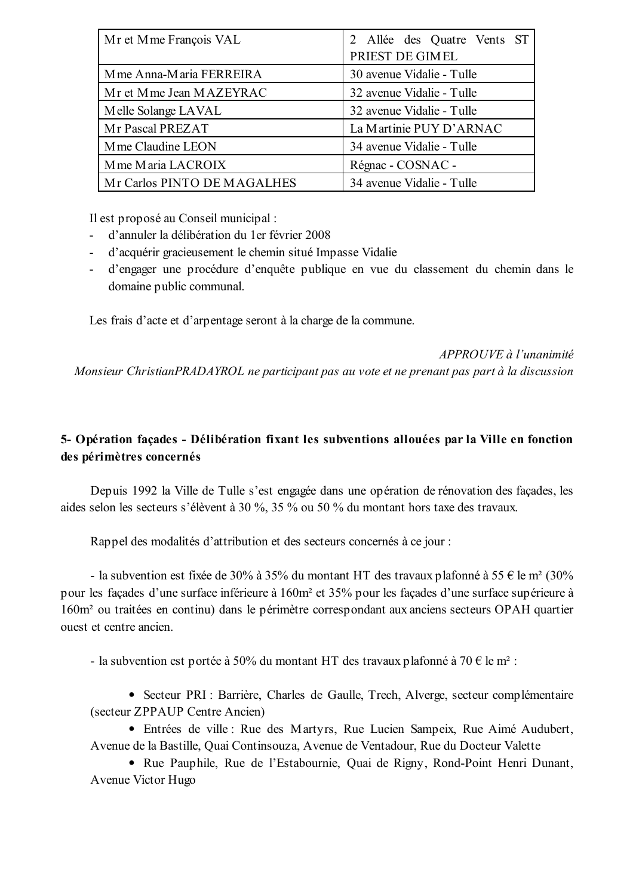| | |
|---|---|
| Mr et Mme François VAL | 2 Allée des Quatre Vents ST PRIEST DE GIMEL |
| Mme Anna-Maria FERREIRA | 30 avenue Vidalie - Tulle |
| Mr et Mme Jean MAZEYRAC | 32 avenue Vidalie - Tulle |
| Melle Solange LAVAL | 32 avenue Vidalie - Tulle |
| Mr Pascal PREZAT | La Martinie PUY D'ARNAC |
| Mme Claudine LEON | 34 avenue Vidalie - Tulle |
| Mme Maria LACROIX | Régnac - COSNAC - |
| Mr Carlos PINTO DE MAGALHES | 34 avenue Vidalie - Tulle |

Il est proposé au Conseil municipal :

- d'annuler la délibération du 1er février 2008
- d'acquérir gracieusement le chemin situé Impasse Vidalie
- d'engager une procédure d'enquête publique en vue du classement du chemin dans le domaine public communal.

Les frais d'acte et d'arpentage seront à la charge de la commune.

*APPROUVE à l'unanimité*
*Monsieur ChristianPRADAYROL ne participant pas au vote et ne prenant pas part à la discussion*

**5- Opération façades - Délibération fixant les subventions allouées par la Ville en fonction des périmètres concernés**

Depuis 1992 la Ville de Tulle s'est engagée dans une opération de rénovation des façades, les aides selon les secteurs s'élèvent à 30 %, 35 % ou 50 % du montant hors taxe des travaux.

Rappel des modalités d'attribution et des secteurs concernés à ce jour :

- la subvention est fixée de 30% à 35% du montant HT des travaux plafonné à 55 € le m² (30% pour les façades d'une surface inférieure à 160m² et 35% pour les façades d'une surface supérieure à 160m² ou traitées en continu) dans le périmètre correspondant aux anciens secteurs OPAH quartier ouest et centre ancien.

- la subvention est portée à 50% du montant HT des travaux plafonné à 70 € le m² :

  - Secteur PRI : Barrière, Charles de Gaulle, Trech, Alverge, secteur complémentaire (secteur ZPPAUP Centre Ancien)
  - Entrées de ville : Rue des Martyrs, Rue Lucien Sampeix, Rue Aimé Audubert, Avenue de la Bastille, Quai Continsouza, Avenue de Ventadour, Rue du Docteur Valette
  - Rue Pauphile, Rue de l'Estabournie, Quai de Rigny, Rond-Point Henri Dunant, Avenue Victor Hugo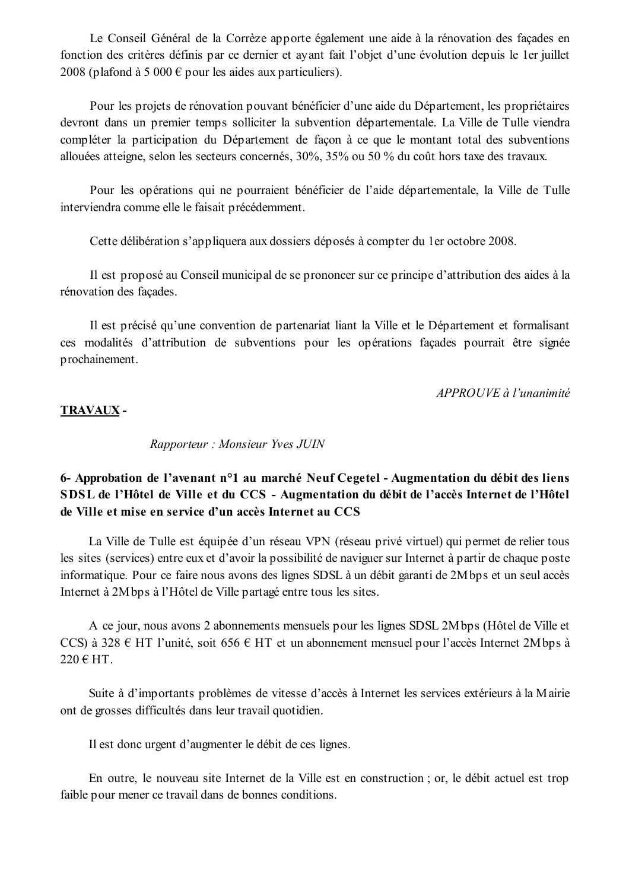Le Conseil Général de la Corrèze apporte également une aide à la rénovation des façades en fonction des critères définis par ce dernier et ayant fait l'objet d'une évolution depuis le 1er juillet 2008 (plafond à 5 000 € pour les aides aux particuliers).

Pour les projets de rénovation pouvant bénéficier d'une aide du Département, les propriétaires devront dans un premier temps solliciter la subvention départementale. La Ville de Tulle viendra compléter la participation du Département de façon à ce que le montant total des subventions allouées atteigne, selon les secteurs concernés, 30%, 35% ou 50 % du coût hors taxe des travaux.

Pour les opérations qui ne pourraient bénéficier de l'aide départementale, la Ville de Tulle interviendra comme elle le faisait précédemment.

Cette délibération s'appliquera aux dossiers déposés à compter du 1er octobre 2008.

Il est proposé au Conseil municipal de se prononcer sur ce principe d'attribution des aides à la rénovation des façades.

Il est précisé qu'une convention de partenariat liant la Ville et le Département et formalisant ces modalités d'attribution de subventions pour les opérations façades pourrait être signée prochainement.

*APPROUVE à l'unanimité*

**TRAVAUX -**

*Rapporteur : Monsieur Yves JUIN*

**6- Approbation de l'avenant n°1 au marché Neuf Cegetel - Augmentation du débit des liens SDSL de l'Hôtel de Ville et du CCS - Augmentation du débit de l'accès Internet de l'Hôtel de Ville et mise en service d'un accès Internet au CCS**

La Ville de Tulle est équipée d'un réseau VPN (réseau privé virtuel) qui permet de relier tous les sites (services) entre eux et d'avoir la possibilité de naviguer sur Internet à partir de chaque poste informatique. Pour ce faire nous avons des lignes SDSL à un débit garanti de 2Mbps et un seul accès Internet à 2Mbps à l'Hôtel de Ville partagé entre tous les sites.

A ce jour, nous avons 2 abonnements mensuels pour les lignes SDSL 2Mbps (Hôtel de Ville et CCS) à 328 € HT l'unité, soit 656 € HT et un abonnement mensuel pour l'accès Internet 2Mbps à 220 € HT.

Suite à d'importants problèmes de vitesse d'accès à Internet les services extérieurs à la Mairie ont de grosses difficultés dans leur travail quotidien.

Il est donc urgent d'augmenter le débit de ces lignes.

En outre, le nouveau site Internet de la Ville est en construction ; or, le débit actuel est trop faible pour mener ce travail dans de bonnes conditions.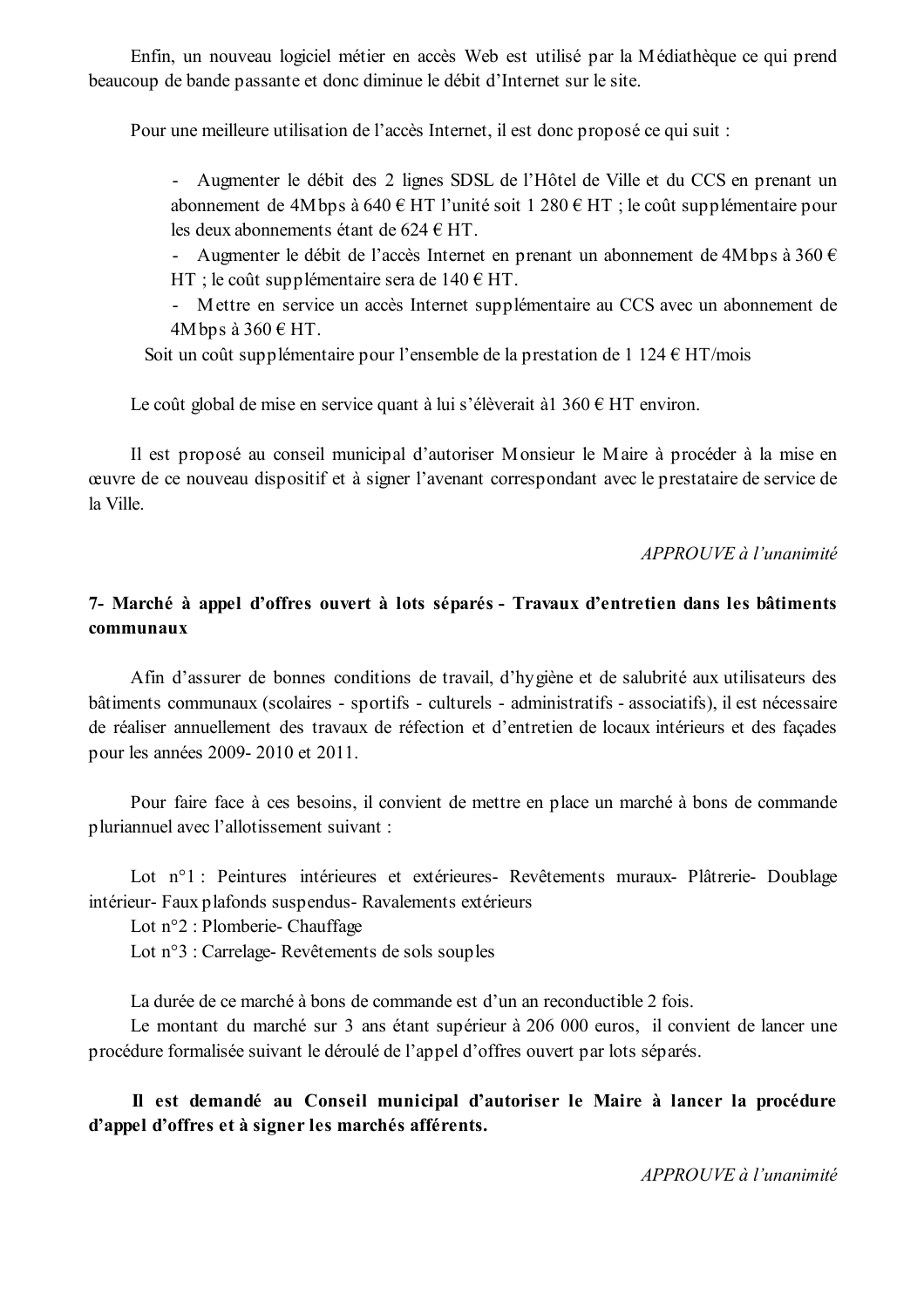Enfin, un nouveau logiciel métier en accès Web est utilisé par la Médiathèque ce qui prend beaucoup de bande passante et donc diminue le débit d'Internet sur le site.

Pour une meilleure utilisation de l'accès Internet, il est donc proposé ce qui suit :

- Augmenter le débit des 2 lignes SDSL de l'Hôtel de Ville et du CCS en prenant un abonnement de 4Mbps à 640 € HT l'unité soit 1 280 € HT ; le coût supplémentaire pour les deux abonnements étant de 624 € HT.
- Augmenter le débit de l'accès Internet en prenant un abonnement de 4Mbps à 360 € HT ; le coût supplémentaire sera de 140 € HT.
- Mettre en service un accès Internet supplémentaire au CCS avec un abonnement de 4Mbps à 360 € HT.

Soit un coût supplémentaire pour l'ensemble de la prestation de 1 124 € HT/mois

Le coût global de mise en service quant à lui s'élèverait à1 360 € HT environ.

Il est proposé au conseil municipal d'autoriser Monsieur le Maire à procéder à la mise en œuvre de ce nouveau dispositif et à signer l'avenant correspondant avec le prestataire de service de la Ville.

*APPROUVE à l'unanimité*

**7- Marché à appel d'offres ouvert à lots séparés - Travaux d'entretien dans les bâtiments communaux**

Afin d'assurer de bonnes conditions de travail, d'hygiène et de salubrité aux utilisateurs des bâtiments communaux (scolaires - sportifs - culturels - administratifs - associatifs), il est nécessaire de réaliser annuellement des travaux de réfection et d'entretien de locaux intérieurs et des façades pour les années 2009- 2010 et 2011.

Pour faire face à ces besoins, il convient de mettre en place un marché à bons de commande pluriannuel avec l'allotissement suivant :

Lot n°1 : Peintures intérieures et extérieures- Revêtements muraux- Plâtrerie- Doublage intérieur- Faux plafonds suspendus- Ravalements extérieurs
Lot n°2 : Plomberie- Chauffage
Lot n°3 : Carrelage- Revêtements de sols souples

La durée de ce marché à bons de commande est d'un an reconductible 2 fois.
Le montant du marché sur 3 ans étant supérieur à 206 000 euros, il convient de lancer une procédure formalisée suivant le déroulé de l'appel d'offres ouvert par lots séparés.

**Il est demandé au Conseil municipal d'autoriser le Maire à lancer la procédure d'appel d'offres et à signer les marchés afférents.**

*APPROUVE à l'unanimité*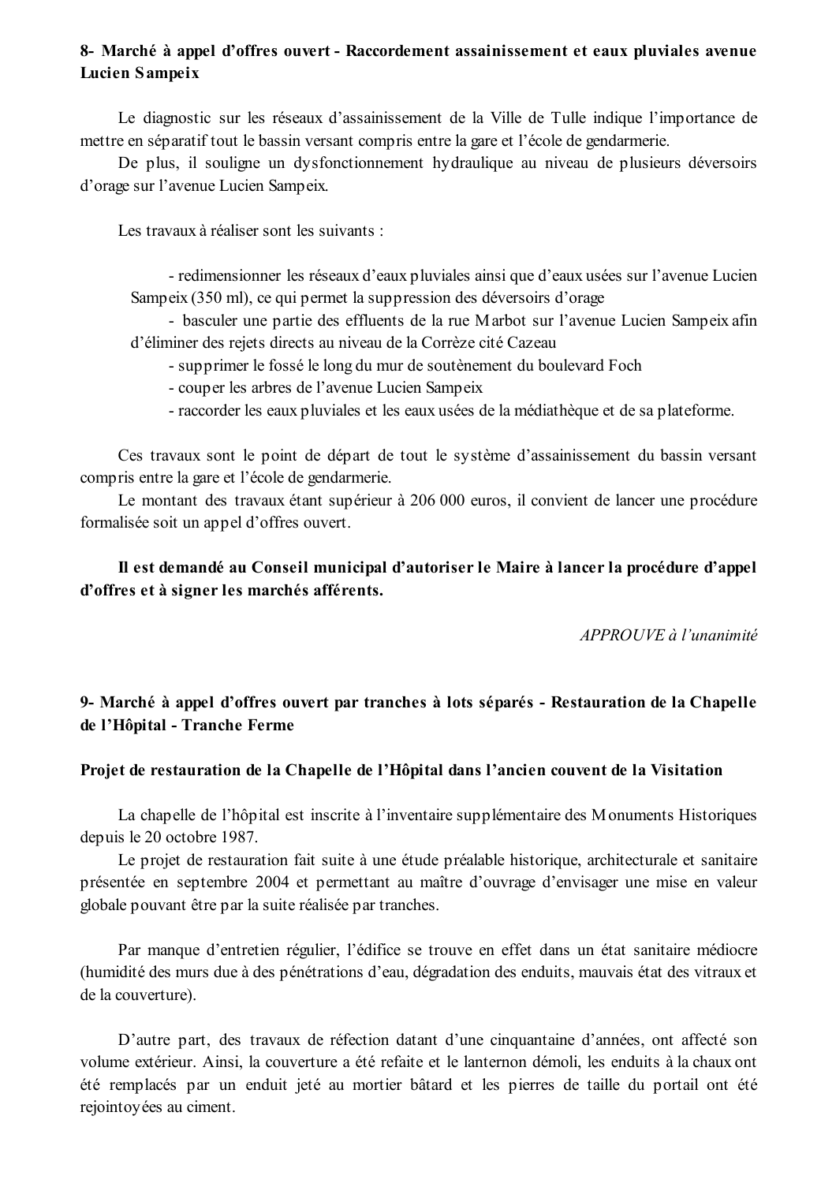**8- Marché à appel d'offres ouvert - Raccordement assainissement et eaux pluviales avenue Lucien Sampeix**

Le diagnostic sur les réseaux d'assainissement de la Ville de Tulle indique l'importance de mettre en séparatif tout le bassin versant compris entre la gare et l'école de gendarmerie.

De plus, il souligne un dysfonctionnement hydraulique au niveau de plusieurs déversoirs d'orage sur l'avenue Lucien Sampeix.

Les travaux à réaliser sont les suivants :

- redimensionner les réseaux d'eaux pluviales ainsi que d'eaux usées sur l'avenue Lucien Sampeix (350 ml), ce qui permet la suppression des déversoirs d'orage
- basculer une partie des effluents de la rue Marbot sur l'avenue Lucien Sampeix afin d'éliminer des rejets directs au niveau de la Corrèze cité Cazeau
- supprimer le fossé le long du mur de soutènement du boulevard Foch
- couper les arbres de l'avenue Lucien Sampeix
- raccorder les eaux pluviales et les eaux usées de la médiathèque et de sa plateforme.

Ces travaux sont le point de départ de tout le système d'assainissement du bassin versant compris entre la gare et l'école de gendarmerie.

Le montant des travaux étant supérieur à 206 000 euros, il convient de lancer une procédure formalisée soit un appel d'offres ouvert.

**Il est demandé au Conseil municipal d'autoriser le Maire à lancer la procédure d'appel d'offres et à signer les marchés afférents.**

*APPROUVE à l'unanimité*

**9- Marché à appel d'offres ouvert par tranches à lots séparés - Restauration de la Chapelle de l'Hôpital - Tranche Ferme**

**Projet de restauration de la Chapelle de l'Hôpital dans l'ancien couvent de la Visitation**

La chapelle de l'hôpital est inscrite à l'inventaire supplémentaire des Monuments Historiques depuis le 20 octobre 1987.

Le projet de restauration fait suite à une étude préalable historique, architecturale et sanitaire présentée en septembre 2004 et permettant au maître d'ouvrage d'envisager une mise en valeur globale pouvant être par la suite réalisée par tranches.

Par manque d'entretien régulier, l'édifice se trouve en effet dans un état sanitaire médiocre (humidité des murs due à des pénétrations d'eau, dégradation des enduits, mauvais état des vitraux et de la couverture).

D'autre part, des travaux de réfection datant d'une cinquantaine d'années, ont affecté son volume extérieur. Ainsi, la couverture a été refaite et le lanternon démoli, les enduits à la chaux ont été remplacés par un enduit jeté au mortier bâtard et les pierres de taille du portail ont été rejointoyées au ciment.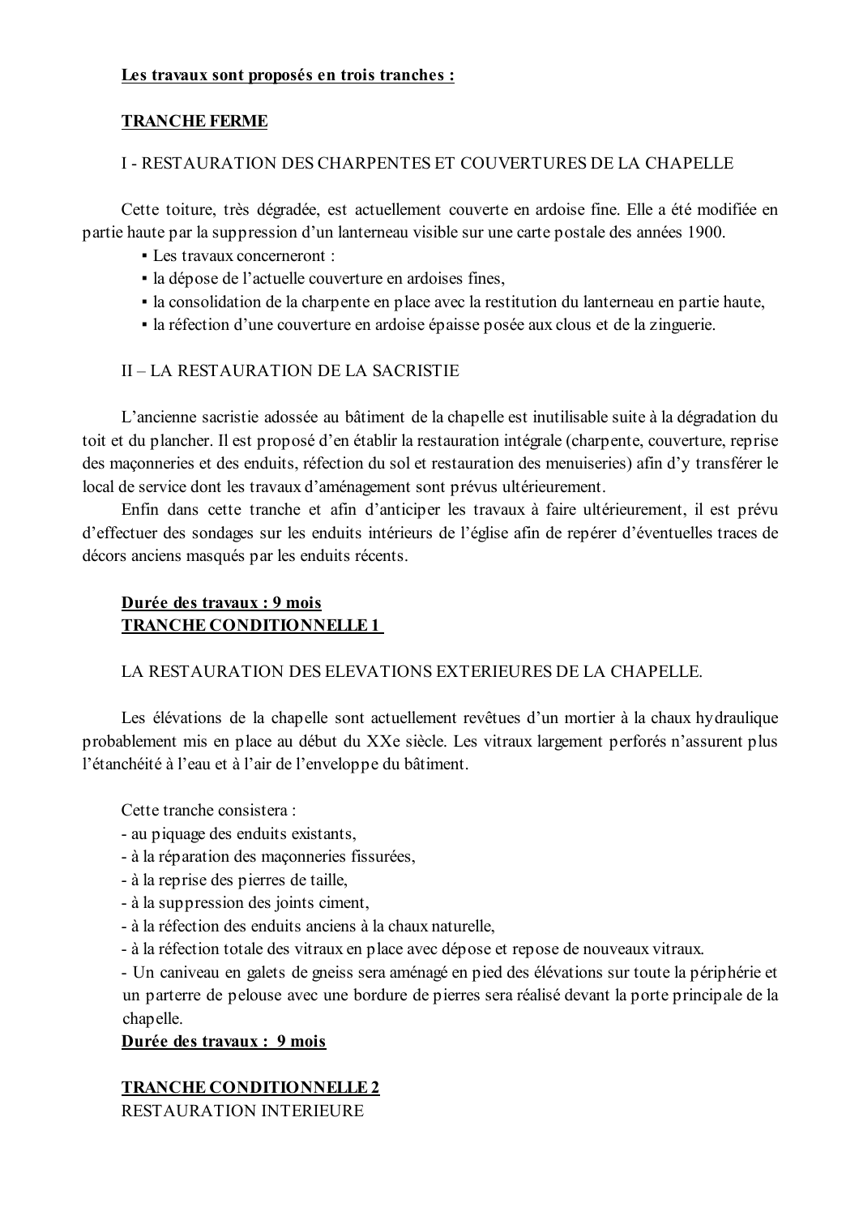**Les travaux sont proposés en trois tranches :**

**TRANCHE FERME**

I - RESTAURATION DES CHARPENTES ET COUVERTURES DE LA CHAPELLE

Cette toiture, très dégradée, est actuellement couverte en ardoise fine. Elle a été modifiée en partie haute par la suppression d'un lanterneau visible sur une carte postale des années 1900.

- Les travaux concerneront :
- la dépose de l'actuelle couverture en ardoises fines,
- la consolidation de la charpente en place avec la restitution du lanterneau en partie haute,
- la réfection d'une couverture en ardoise épaisse posée aux clous et de la zinguerie.

II – LA RESTAURATION DE LA SACRISTIE

L'ancienne sacristie adossée au bâtiment de la chapelle est inutilisable suite à la dégradation du toit et du plancher. Il est proposé d'en établir la restauration intégrale (charpente, couverture, reprise des maçonneries et des enduits, réfection du sol et restauration des menuiseries) afin d'y transférer le local de service dont les travaux d'aménagement sont prévus ultérieurement.

Enfin dans cette tranche et afin d'anticiper les travaux à faire ultérieurement, il est prévu d'effectuer des sondages sur les enduits intérieurs de l'église afin de repérer d'éventuelles traces de décors anciens masqués par les enduits récents.

**Durée des travaux : 9 mois**

**TRANCHE CONDITIONNELLE 1**

LA RESTAURATION DES ELEVATIONS EXTERIEURES DE LA CHAPELLE.

Les élévations de la chapelle sont actuellement revêtues d'un mortier à la chaux hydraulique probablement mis en place au début du XXe siècle. Les vitraux largement perforés n'assurent plus l'étanchéité à l'eau et à l'air de l'enveloppe du bâtiment.

Cette tranche consistera :

- au piquage des enduits existants,
- à la réparation des maçonneries fissurées,
- à la reprise des pierres de taille,
- à la suppression des joints ciment,
- à la réfection des enduits anciens à la chaux naturelle,
- à la réfection totale des vitraux en place avec dépose et repose de nouveaux vitraux.
- Un caniveau en galets de gneiss sera aménagé en pied des élévations sur toute la périphérie et un parterre de pelouse avec une bordure de pierres sera réalisé devant la porte principale de la chapelle.

**Durée des travaux : 9 mois**

**TRANCHE CONDITIONNELLE 2**

RESTAURATION INTERIEURE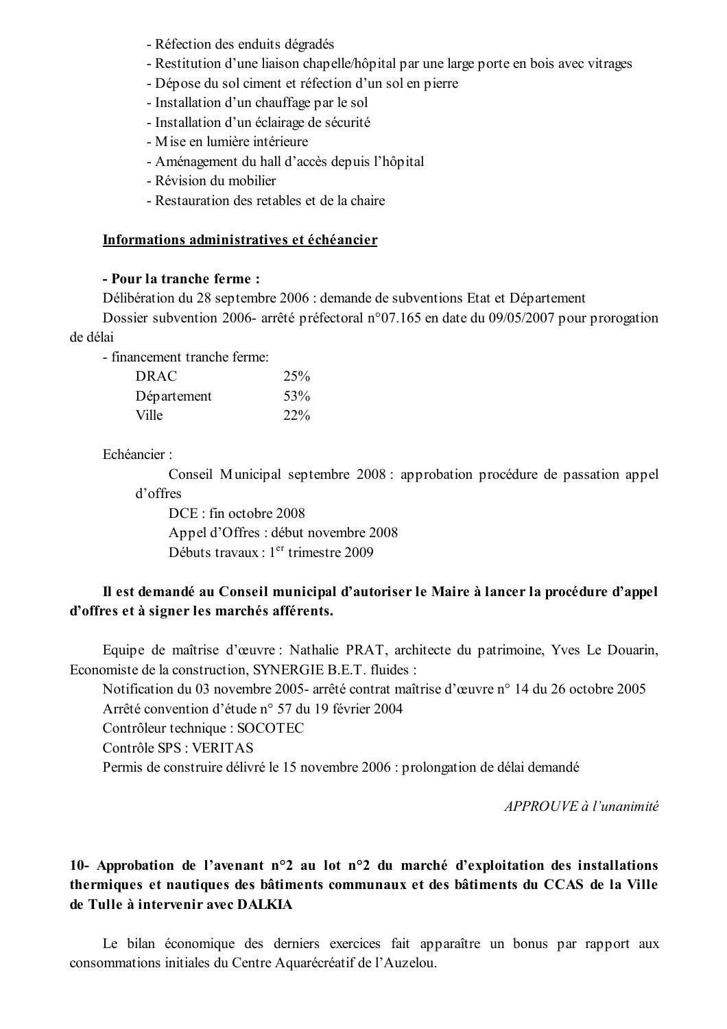- Réfection des enduits dégradés
- Restitution d'une liaison chapelle/hôpital par une large porte en bois avec vitrages
- Dépose du sol ciment et réfection d'un sol en pierre
- Installation d'un chauffage par le sol
- Installation d'un éclairage de sécurité
- Mise en lumière intérieure
- Aménagement du hall d'accès depuis l'hôpital
- Révision du mobilier
- Restauration des retables et de la chaire

**Informations administratives et échéancier**

**- Pour la tranche ferme :**

Délibération du 28 septembre 2006 : demande de subventions Etat et Département

Dossier subvention 2006- arrêté préfectoral n°07.165 en date du 09/05/2007 pour prorogation de délai

- financement tranche ferme:

| | |
|---|---|
| DRAC | 25% |
| Département | 53% |
| Ville | 22% |

Echéancier :

Conseil Municipal septembre 2008 : approbation procédure de passation appel d'offres

DCE : fin octobre 2008

Appel d'Offres : début novembre 2008

Débuts travaux : 1er trimestre 2009

**Il est demandé au Conseil municipal d'autoriser le Maire à lancer la procédure d'appel d'offres et à signer les marchés afférents.**

Equipe de maîtrise d'œuvre : Nathalie PRAT, architecte du patrimoine, Yves Le Douarin, Economiste de la construction, SYNERGIE B.E.T. fluides :

Notification du 03 novembre 2005- arrêté contrat maîtrise d'œuvre n° 14 du 26 octobre 2005

Arrêté convention d'étude n° 57 du 19 février 2004

Contrôleur technique : SOCOTEC

Contrôle SPS : VERITAS

Permis de construire délivré le 15 novembre 2006 : prolongation de délai demandé

*APPROUVE à l'unanimité*

**10- Approbation de l'avenant n°2 au lot n°2 du marché d'exploitation des installations thermiques et nautiques des bâtiments communaux et des bâtiments du CCAS de la Ville de Tulle à intervenir avec DALKIA**

Le bilan économique des derniers exercices fait apparaître un bonus par rapport aux consommations initiales du Centre Aquarécréatif de l'Auzelou.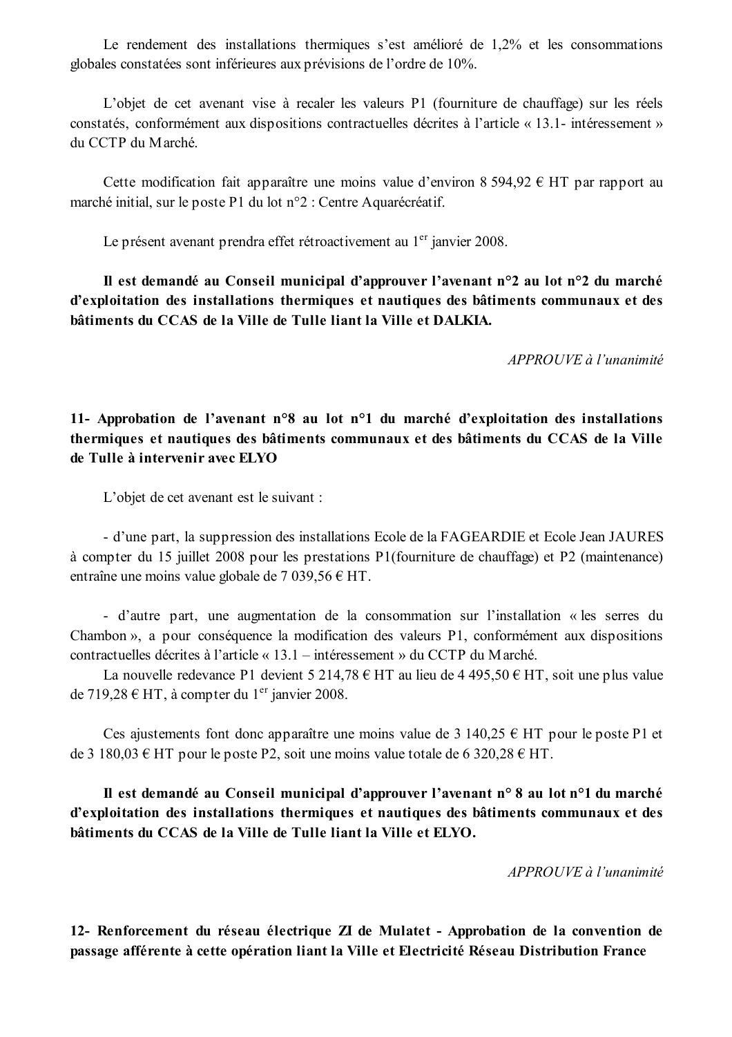Le rendement des installations thermiques s'est amélioré de 1,2% et les consommations globales constatées sont inférieures aux prévisions de l'ordre de 10%.

L'objet de cet avenant vise à recaler les valeurs P1 (fourniture de chauffage) sur les réels constatés, conformément aux dispositions contractuelles décrites à l'article « 13.1- intéressement » du CCTP du Marché.

Cette modification fait apparaître une moins value d'environ 8 594,92 € HT par rapport au marché initial, sur le poste P1 du lot n°2 : Centre Aquarécréatif.

Le présent avenant prendra effet rétroactivement au 1er janvier 2008.

**Il est demandé au Conseil municipal d'approuver l'avenant n°2 au lot n°2 du marché d'exploitation des installations thermiques et nautiques des bâtiments communaux et des bâtiments du CCAS de la Ville de Tulle liant la Ville et DALKIA.**

*APPROUVE à l'unanimité*

**11- Approbation de l'avenant n°8 au lot n°1 du marché d'exploitation des installations thermiques et nautiques des bâtiments communaux et des bâtiments du CCAS de la Ville de Tulle à intervenir avec ELYO**

L'objet de cet avenant est le suivant :

- d'une part, la suppression des installations Ecole de la FAGEARDIE et Ecole Jean JAURES à compter du 15 juillet 2008 pour les prestations P1(fourniture de chauffage) et P2 (maintenance) entraîne une moins value globale de 7 039,56 € HT.

- d'autre part, une augmentation de la consommation sur l'installation « les serres du Chambon », a pour conséquence la modification des valeurs P1, conformément aux dispositions contractuelles décrites à l'article « 13.1 – intéressement » du CCTP du Marché.
La nouvelle redevance P1 devient 5 214,78 € HT au lieu de 4 495,50 € HT, soit une plus value de 719,28 € HT, à compter du 1er janvier 2008.

Ces ajustements font donc apparaître une moins value de 3 140,25 € HT pour le poste P1 et de 3 180,03 € HT pour le poste P2, soit une moins value totale de 6 320,28 € HT.

**Il est demandé au Conseil municipal d'approuver l'avenant n° 8 au lot n°1 du marché d'exploitation des installations thermiques et nautiques des bâtiments communaux et des bâtiments du CCAS de la Ville de Tulle liant la Ville et ELYO.**

*APPROUVE à l'unanimité*

**12- Renforcement du réseau électrique ZI de Mulatet - Approbation de la convention de passage afférente à cette opération liant la Ville et Electricité Réseau Distribution France**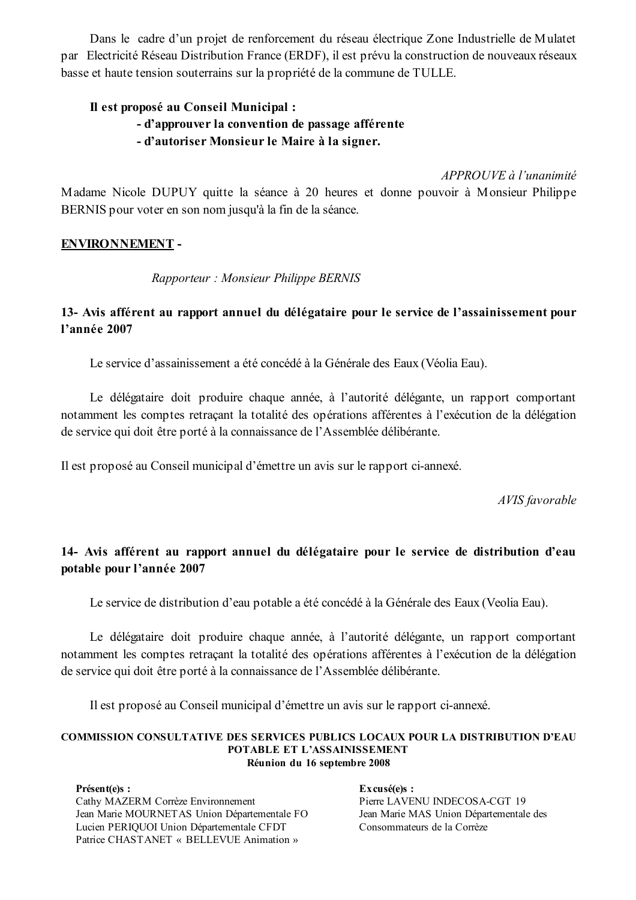Dans le cadre d'un projet de renforcement du réseau électrique Zone Industrielle de Mulatet par Electricité Réseau Distribution France (ERDF), il est prévu la construction de nouveaux réseaux basse et haute tension souterrains sur la propriété de la commune de TULLE.

**Il est proposé au Conseil Municipal :**
**- d'approuver la convention de passage afférente**
**- d'autoriser Monsieur le Maire à la signer.**

*APPROUVE à l'unanimité*

Madame Nicole DUPUY quitte la séance à 20 heures et donne pouvoir à Monsieur Philippe BERNIS pour voter en son nom jusqu'à la fin de la séance.

**ENVIRONNEMENT -**

*Rapporteur : Monsieur Philippe BERNIS*

### 13- Avis afférent au rapport annuel du délégataire pour le service de l'assainissement pour l'année 2007

Le service d'assainissement a été concédé à la Générale des Eaux (Véolia Eau).

Le délégataire doit produire chaque année, à l'autorité délégante, un rapport comportant notamment les comptes retraçant la totalité des opérations afférentes à l'exécution de la délégation de service qui doit être porté à la connaissance de l'Assemblée délibérante.

Il est proposé au Conseil municipal d'émettre un avis sur le rapport ci-annexé.

*AVIS favorable*

### 14- Avis afférent au rapport annuel du délégataire pour le service de distribution d'eau potable pour l'année 2007

Le service de distribution d'eau potable a été concédé à la Générale des Eaux (Veolia Eau).

Le délégataire doit produire chaque année, à l'autorité délégante, un rapport comportant notamment les comptes retraçant la totalité des opérations afférentes à l'exécution de la délégation de service qui doit être porté à la connaissance de l'Assemblée délibérante.

Il est proposé au Conseil municipal d'émettre un avis sur le rapport ci-annexé.

**COMMISSION CONSULTATIVE DES SERVICES PUBLICS LOCAUX POUR LA DISTRIBUTION D'EAU POTABLE ET L'ASSAINISSEMENT**
**Réunion du 16 septembre 2008**

**Présent(e)s :**
Cathy MAZERM Corrèze Environnement
Jean Marie MOURNETAS Union Départementale FO
Lucien PERIQUOI Union Départementale CFDT
Patrice CHASTANET « BELLEVUE Animation »

**Excusé(e)s :**
Pierre LAVENU INDECOSA-CGT 19
Jean Marie MAS Union Départementale des Consommateurs de la Corrèze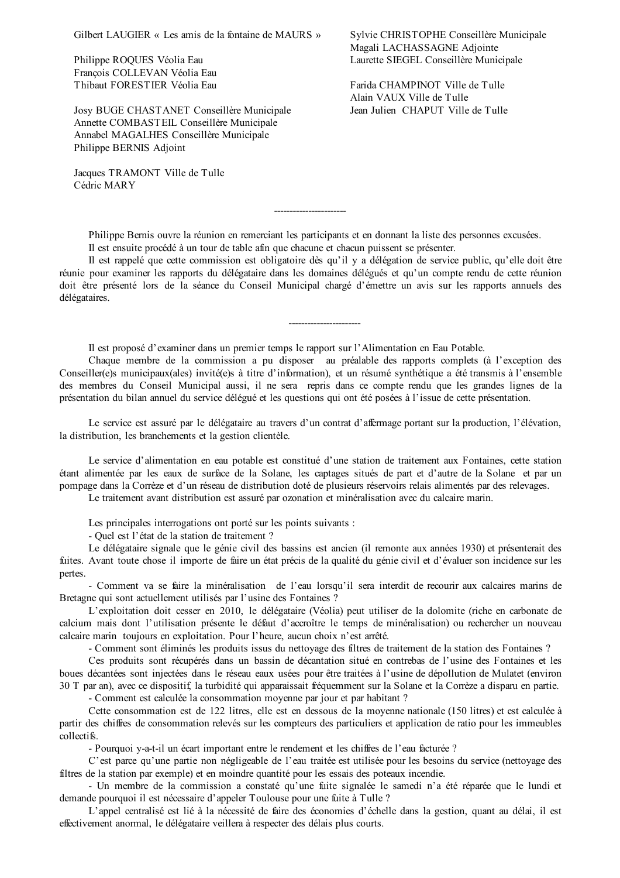Gilbert LAUGIER « Les amis de la fontaine de MAURS »

Philippe ROQUES Véolia Eau
François COLLEVAN Véolia Eau
Thibaut FORESTIER Véolia Eau

Josy BUGE CHASTANET Conseillère Municipale
Annette COMBASTEIL Conseillère Municipale
Annabel MAGALHES Conseillère Municipale
Philippe BERNIS Adjoint

Jacques TRAMONT Ville de Tulle
Cédric MARY

Sylvie CHRISTOPHE Conseillère Municipale
Magali LACHASSAGNE Adjointe
Laurette SIEGEL Conseillère Municipale

Farida CHAMPINOT Ville de Tulle
Alain VAUX Ville de Tulle
Jean Julien CHAPUT Ville de Tulle

----------------------

Philippe Bernis ouvre la réunion en remerciant les participants et en donnant la liste des personnes excusées.

Il est ensuite procédé à un tour de table afin que chacune et chacun puissent se présenter.

Il est rappelé que cette commission est obligatoire dès qu'il y a délégation de service public, qu'elle doit être réunie pour examiner les rapports du délégataire dans les domaines délégués et qu'un compte rendu de cette réunion doit être présenté lors de la séance du Conseil Municipal chargé d'émettre un avis sur les rapports annuels des délégataires.

----------------------

Il est proposé d'examiner dans un premier temps le rapport sur l'Alimentation en Eau Potable.

Chaque membre de la commission a pu disposer au préalable des rapports complets (à l'exception des Conseiller(e)s municipaux(ales) invité(e)s à titre d'information), et un résumé synthétique a été transmis à l'ensemble des membres du Conseil Municipal aussi, il ne sera repris dans ce compte rendu que les grandes lignes de la présentation du bilan annuel du service délégué et les questions qui ont été posées à l'issue de cette présentation.

Le service est assuré par le délégataire au travers d'un contrat d'affermage portant sur la production, l'élévation, la distribution, les branchements et la gestion clientèle.

Le service d'alimentation en eau potable est constitué d'une station de traitement aux Fontaines, cette station étant alimentée par les eaux de surface de la Solane, les captages situés de part et d'autre de la Solane et par un pompage dans la Corrèze et d'un réseau de distribution doté de plusieurs réservoirs relais alimentés par des relevages.

Le traitement avant distribution est assuré par ozonation et minéralisation avec du calcaire marin.

Les principales interrogations ont porté sur les points suivants :

- Quel est l'état de la station de traitement ?

Le délégataire signale que le génie civil des bassins est ancien (il remonte aux années 1930) et présenterait des fuites. Avant toute chose il importe de faire un état précis de la qualité du génie civil et d'évaluer son incidence sur les pertes.

- Comment va se faire la minéralisation de l'eau lorsqu'il sera interdit de recourir aux calcaires marins de Bretagne qui sont actuellement utilisés par l'usine des Fontaines ?

L'exploitation doit cesser en 2010, le délégataire (Véolia) peut utiliser de la dolomite (riche en carbonate de calcium mais dont l'utilisation présente le défaut d'accroître le temps de minéralisation) ou rechercher un nouveau calcaire marin toujours en exploitation. Pour l'heure, aucun choix n'est arrêté.

- Comment sont éliminés les produits issus du nettoyage des filtres de traitement de la station des Fontaines ?

Ces produits sont récupérés dans un bassin de décantation situé en contrebas de l'usine des Fontaines et les boues décantées sont injectées dans le réseau eaux usées pour être traitées à l'usine de dépollution de Mulatet (environ 30 T par an), avec ce dispositif, la turbidité qui apparaissait fréquemment sur la Solane et la Corrèze a disparu en partie.

- Comment est calculée la consommation moyenne par jour et par habitant ?

Cette consommation est de 122 litres, elle est en dessous de la moyenne nationale (150 litres) et est calculée à partir des chiffres de consommation relevés sur les compteurs des particuliers et application de ratio pour les immeubles collectifs.

- Pourquoi y-a-t-il un écart important entre le rendement et les chiffres de l'eau facturée ?

C'est parce qu'une partie non négligeable de l'eau traitée est utilisée pour les besoins du service (nettoyage des filtres de la station par exemple) et en moindre quantité pour les essais des poteaux incendie.

- Un membre de la commission a constaté qu'une fuite signalée le samedi n'a été réparée que le lundi et demande pourquoi il est nécessaire d'appeler Toulouse pour une fuite à Tulle ?

L'appel centralisé est lié à la nécessité de faire des économies d'échelle dans la gestion, quant au délai, il est effectivement anormal, le délégataire veillera à respecter des délais plus courts.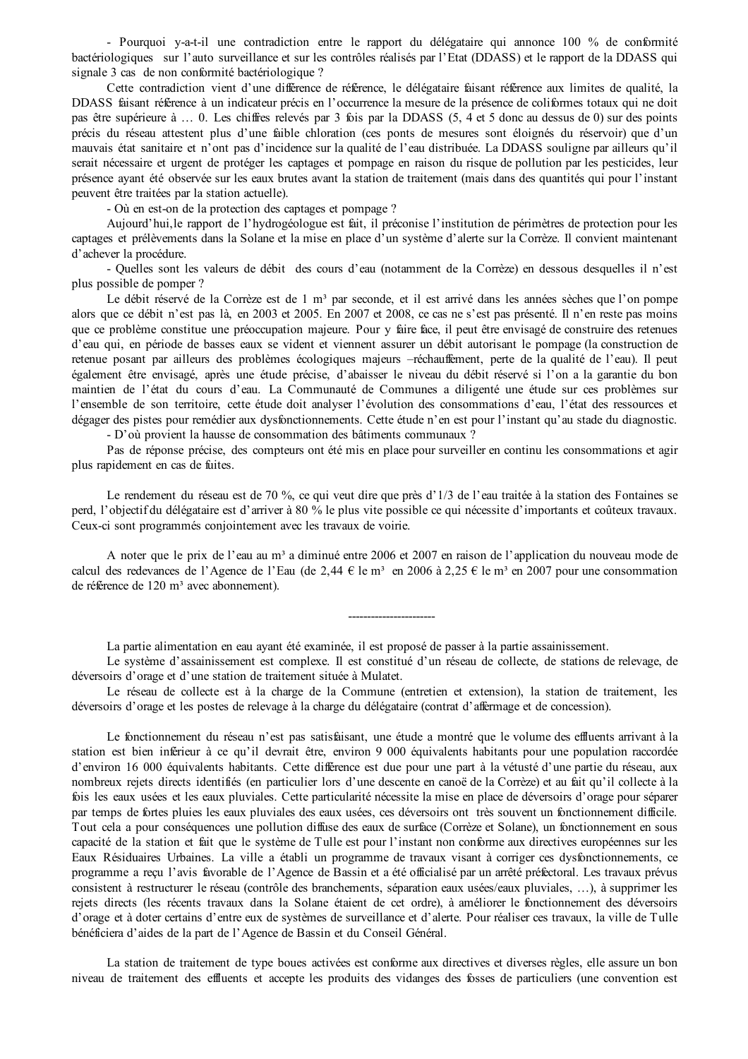- Pourquoi y-a-t-il une contradiction entre le rapport du délégataire qui annonce 100 % de conformité bactériologiques sur l'auto surveillance et sur les contrôles réalisés par l'Etat (DDASS) et le rapport de la DDASS qui signale 3 cas de non conformité bactériologique ?

Cette contradiction vient d'une différence de référence, le délégataire faisant référence aux limites de qualité, la DDASS faisant référence à un indicateur précis en l'occurrence la mesure de la présence de coliformes totaux qui ne doit pas être supérieure à … 0. Les chiffres relevés par 3 fois par la DDASS (5, 4 et 5 donc au dessus de 0) sur des points précis du réseau attestent plus d'une faible chloration (ces ponts de mesures sont éloignés du réservoir) que d'un mauvais état sanitaire et n'ont pas d'incidence sur la qualité de l'eau distribuée. La DDASS souligne par ailleurs qu'il serait nécessaire et urgent de protéger les captages et pompage en raison du risque de pollution par les pesticides, leur présence ayant été observée sur les eaux brutes avant la station de traitement (mais dans des quantités qui pour l'instant peuvent être traitées par la station actuelle).

- Où en est-on de la protection des captages et pompage ?

Aujourd'hui,le rapport de l'hydrogéologue est fait, il préconise l'institution de périmètres de protection pour les captages et prélèvements dans la Solane et la mise en place d'un système d'alerte sur la Corrèze. Il convient maintenant d'achever la procédure.

- Quelles sont les valeurs de débit des cours d'eau (notamment de la Corrèze) en dessous desquelles il n'est plus possible de pomper ?

Le débit réservé de la Corrèze est de 1 m³ par seconde, et il est arrivé dans les années sèches que l'on pompe alors que ce débit n'est pas là, en 2003 et 2005. En 2007 et 2008, ce cas ne s'est pas présenté. Il n'en reste pas moins que ce problème constitue une préoccupation majeure. Pour y faire face, il peut être envisagé de construire des retenues d'eau qui, en période de basses eaux se vident et viennent assurer un débit autorisant le pompage (la construction de retenue posant par ailleurs des problèmes écologiques majeurs –réchauffement, perte de la qualité de l'eau). Il peut également être envisagé, après une étude précise, d'abaisser le niveau du débit réservé si l'on a la garantie du bon maintien de l'état du cours d'eau. La Communauté de Communes a diligenté une étude sur ces problèmes sur l'ensemble de son territoire, cette étude doit analyser l'évolution des consommations d'eau, l'état des ressources et dégager des pistes pour remédier aux dysfonctionnements. Cette étude n'en est pour l'instant qu'au stade du diagnostic.

- D'où provient la hausse de consommation des bâtiments communaux ?

Pas de réponse précise, des compteurs ont été mis en place pour surveiller en continu les consommations et agir plus rapidement en cas de fuites.

Le rendement du réseau est de 70 %, ce qui veut dire que près d'1/3 de l'eau traitée à la station des Fontaines se perd, l'objectif du délégataire est d'arriver à 80 % le plus vite possible ce qui nécessite d'importants et coûteux travaux. Ceux-ci sont programmés conjointement avec les travaux de voirie.

A noter que le prix de l'eau au m³ a diminué entre 2006 et 2007 en raison de l'application du nouveau mode de calcul des redevances de l'Agence de l'Eau (de 2,44 € le m³ en 2006 à 2,25 € le m³ en 2007 pour une consommation de référence de 120 m³ avec abonnement).

----------------------

La partie alimentation en eau ayant été examinée, il est proposé de passer à la partie assainissement.

Le système d'assainissement est complexe. Il est constitué d'un réseau de collecte, de stations de relevage, de déversoirs d'orage et d'une station de traitement située à Mulatet.

Le réseau de collecte est à la charge de la Commune (entretien et extension), la station de traitement, les déversoirs d'orage et les postes de relevage à la charge du délégataire (contrat d'affermage et de concession).

Le fonctionnement du réseau n'est pas satisfaisant, une étude a montré que le volume des effluents arrivant à la station est bien inférieur à ce qu'il devrait être, environ 9 000 équivalents habitants pour une population raccordée d'environ 16 000 équivalents habitants. Cette différence est due pour une part à la vétusté d'une partie du réseau, aux nombreux rejets directs identifiés (en particulier lors d'une descente en canoë de la Corrèze) et au fait qu'il collecte à la fois les eaux usées et les eaux pluviales. Cette particularité nécessite la mise en place de déversoirs d'orage pour séparer par temps de fortes pluies les eaux pluviales des eaux usées, ces déversoirs ont très souvent un fonctionnement difficile. Tout cela a pour conséquences une pollution diffuse des eaux de surface (Corrèze et Solane), un fonctionnement en sous capacité de la station et fait que le système de Tulle est pour l'instant non conforme aux directives européennes sur les Eaux Résiduaires Urbaines. La ville a établi un programme de travaux visant à corriger ces dysfonctionnements, ce programme a reçu l'avis favorable de l'Agence de Bassin et a été officialisé par un arrêté préfectoral. Les travaux prévus consistent à restructurer le réseau (contrôle des branchements, séparation eaux usées/eaux pluviales, …), à supprimer les rejets directs (les récents travaux dans la Solane étaient de cet ordre), à améliorer le fonctionnement des déversoirs d'orage et à doter certains d'entre eux de systèmes de surveillance et d'alerte. Pour réaliser ces travaux, la ville de Tulle bénéficiera d'aides de la part de l'Agence de Bassin et du Conseil Général.

La station de traitement de type boues activées est conforme aux directives et diverses règles, elle assure un bon niveau de traitement des effluents et accepte les produits des vidanges des fosses de particuliers (une convention est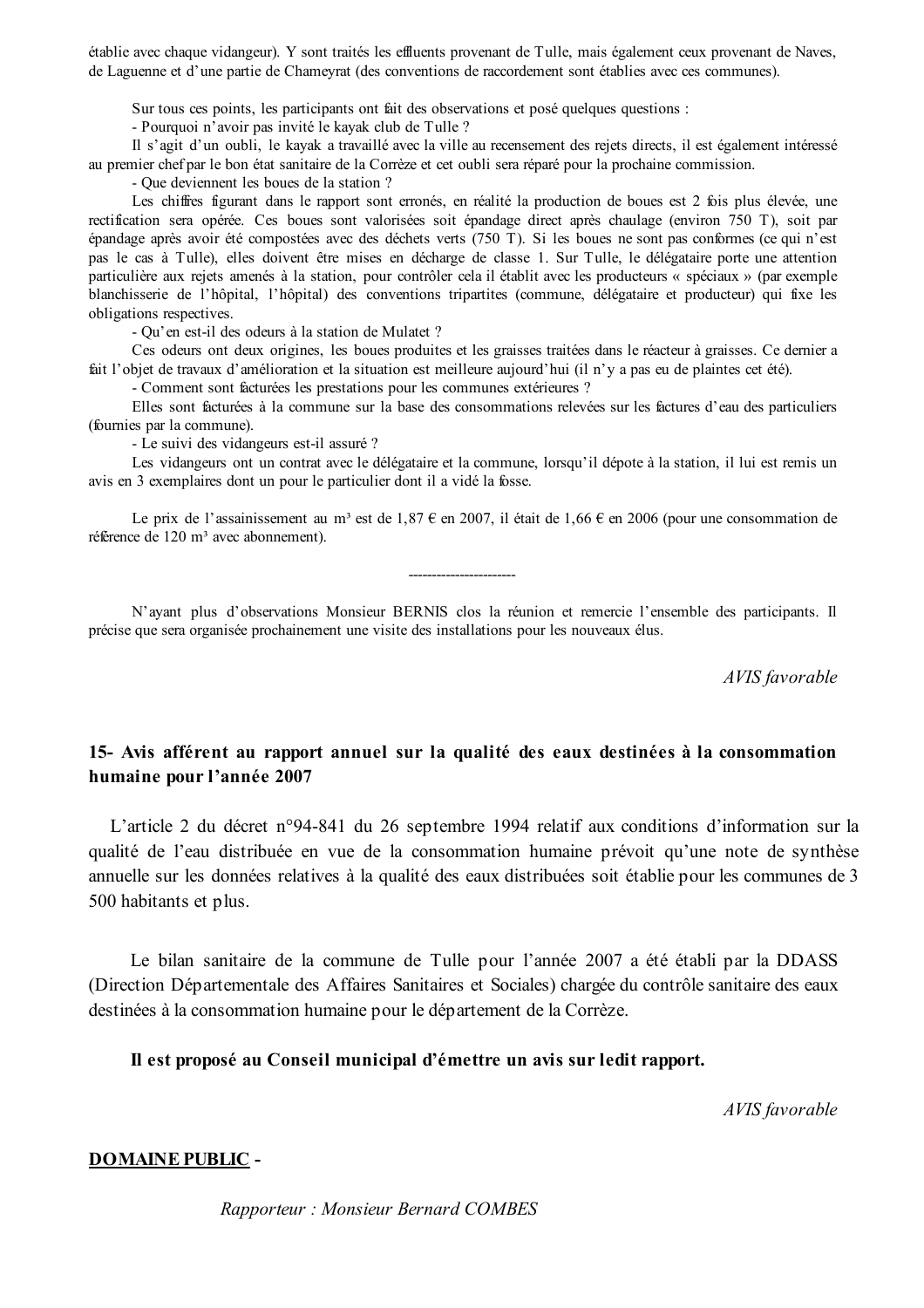établie avec chaque vidangeur). Y sont traités les effluents provenant de Tulle, mais également ceux provenant de Naves, de Laguenne et d'une partie de Chameyrat (des conventions de raccordement sont établies avec ces communes).

Sur tous ces points, les participants ont fait des observations et posé quelques questions :

- Pourquoi n'avoir pas invité le kayak club de Tulle ?

Il s'agit d'un oubli, le kayak a travaillé avec la ville au recensement des rejets directs, il est également intéressé au premier chef par le bon état sanitaire de la Corrèze et cet oubli sera réparé pour la prochaine commission.

- Que deviennent les boues de la station ?

Les chiffres figurant dans le rapport sont erronés, en réalité la production de boues est 2 fois plus élevée, une rectification sera opérée. Ces boues sont valorisées soit épandage direct après chaulage (environ 750 T), soit par épandage après avoir été compostées avec des déchets verts (750 T). Si les boues ne sont pas conformes (ce qui n'est pas le cas à Tulle), elles doivent être mises en décharge de classe 1. Sur Tulle, le délégataire porte une attention particulière aux rejets amenés à la station, pour contrôler cela il établit avec les producteurs « spéciaux » (par exemple blanchisserie de l'hôpital, l'hôpital) des conventions tripartites (commune, délégataire et producteur) qui fixe les obligations respectives.

- Qu'en est-il des odeurs à la station de Mulatet ?

Ces odeurs ont deux origines, les boues produites et les graisses traitées dans le réacteur à graisses. Ce dernier a fait l'objet de travaux d'amélioration et la situation est meilleure aujourd'hui (il n'y a pas eu de plaintes cet été).

- Comment sont facturées les prestations pour les communes extérieures ?

Elles sont facturées à la commune sur la base des consommations relevées sur les factures d'eau des particuliers (fournies par la commune).

- Le suivi des vidangeurs est-il assuré ?

Les vidangeurs ont un contrat avec le délégataire et la commune, lorsqu'il dépote à la station, il lui est remis un avis en 3 exemplaires dont un pour le particulier dont il a vidé la fosse.

Le prix de l'assainissement au m³ est de 1,87 € en 2007, il était de 1,66 € en 2006 (pour une consommation de référence de 120 m³ avec abonnement).

----------------------

N'ayant plus d'observations Monsieur BERNIS clos la réunion et remercie l'ensemble des participants. Il précise que sera organisée prochainement une visite des installations pour les nouveaux élus.

*AVIS favorable*

## 15- Avis afférent au rapport annuel sur la qualité des eaux destinées à la consommation humaine pour l'année 2007

L'article 2 du décret n°94-841 du 26 septembre 1994 relatif aux conditions d'information sur la qualité de l'eau distribuée en vue de la consommation humaine prévoit qu'une note de synthèse annuelle sur les données relatives à la qualité des eaux distribuées soit établie pour les communes de 3 500 habitants et plus.

Le bilan sanitaire de la commune de Tulle pour l'année 2007 a été établi par la DDASS (Direction Départementale des Affaires Sanitaires et Sociales) chargée du contrôle sanitaire des eaux destinées à la consommation humaine pour le département de la Corrèze.

**Il est proposé au Conseil municipal d'émettre un avis sur ledit rapport.**

*AVIS favorable*

**DOMAINE PUBLIC -**

*Rapporteur : Monsieur Bernard COMBES*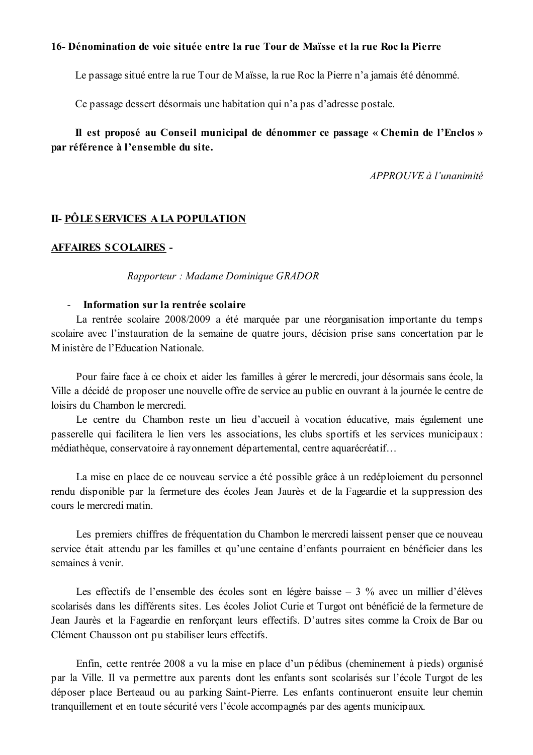**16- Dénomination de voie située entre la rue Tour de Maïsse et la rue Roc la Pierre**

Le passage situé entre la rue Tour de Maïsse, la rue Roc la Pierre n'a jamais été dénommé.

Ce passage dessert désormais une habitation qui n'a pas d'adresse postale.

**Il est proposé au Conseil municipal de dénommer ce passage « Chemin de l'Enclos » par référence à l'ensemble du site.**

*APPROUVE à l'unanimité*

## II- PÔLE SERVICES A LA POPULATION

### AFFAIRES SCOLAIRES -

*Rapporteur : Madame Dominique GRADOR*

- **Information sur la rentrée scolaire**

La rentrée scolaire 2008/2009 a été marquée par une réorganisation importante du temps scolaire avec l'instauration de la semaine de quatre jours, décision prise sans concertation par le Ministère de l'Education Nationale.

Pour faire face à ce choix et aider les familles à gérer le mercredi, jour désormais sans école, la Ville a décidé de proposer une nouvelle offre de service au public en ouvrant à la journée le centre de loisirs du Chambon le mercredi.

Le centre du Chambon reste un lieu d'accueil à vocation éducative, mais également une passerelle qui facilitera le lien vers les associations, les clubs sportifs et les services municipaux : médiathèque, conservatoire à rayonnement départemental, centre aquarécréatif…

La mise en place de ce nouveau service a été possible grâce à un redéploiement du personnel rendu disponible par la fermeture des écoles Jean Jaurès et de la Fageardie et la suppression des cours le mercredi matin.

Les premiers chiffres de fréquentation du Chambon le mercredi laissent penser que ce nouveau service était attendu par les familles et qu'une centaine d'enfants pourraient en bénéficier dans les semaines à venir.

Les effectifs de l'ensemble des écoles sont en légère baisse – 3 % avec un millier d'élèves scolarisés dans les différents sites. Les écoles Joliot Curie et Turgot ont bénéficié de la fermeture de Jean Jaurès et la Fageardie en renforçant leurs effectifs. D'autres sites comme la Croix de Bar ou Clément Chausson ont pu stabiliser leurs effectifs.

Enfin, cette rentrée 2008 a vu la mise en place d'un pédibus (cheminement à pieds) organisé par la Ville. Il va permettre aux parents dont les enfants sont scolarisés sur l'école Turgot de les déposer place Berteaud ou au parking Saint-Pierre. Les enfants continueront ensuite leur chemin tranquillement et en toute sécurité vers l'école accompagnés par des agents municipaux.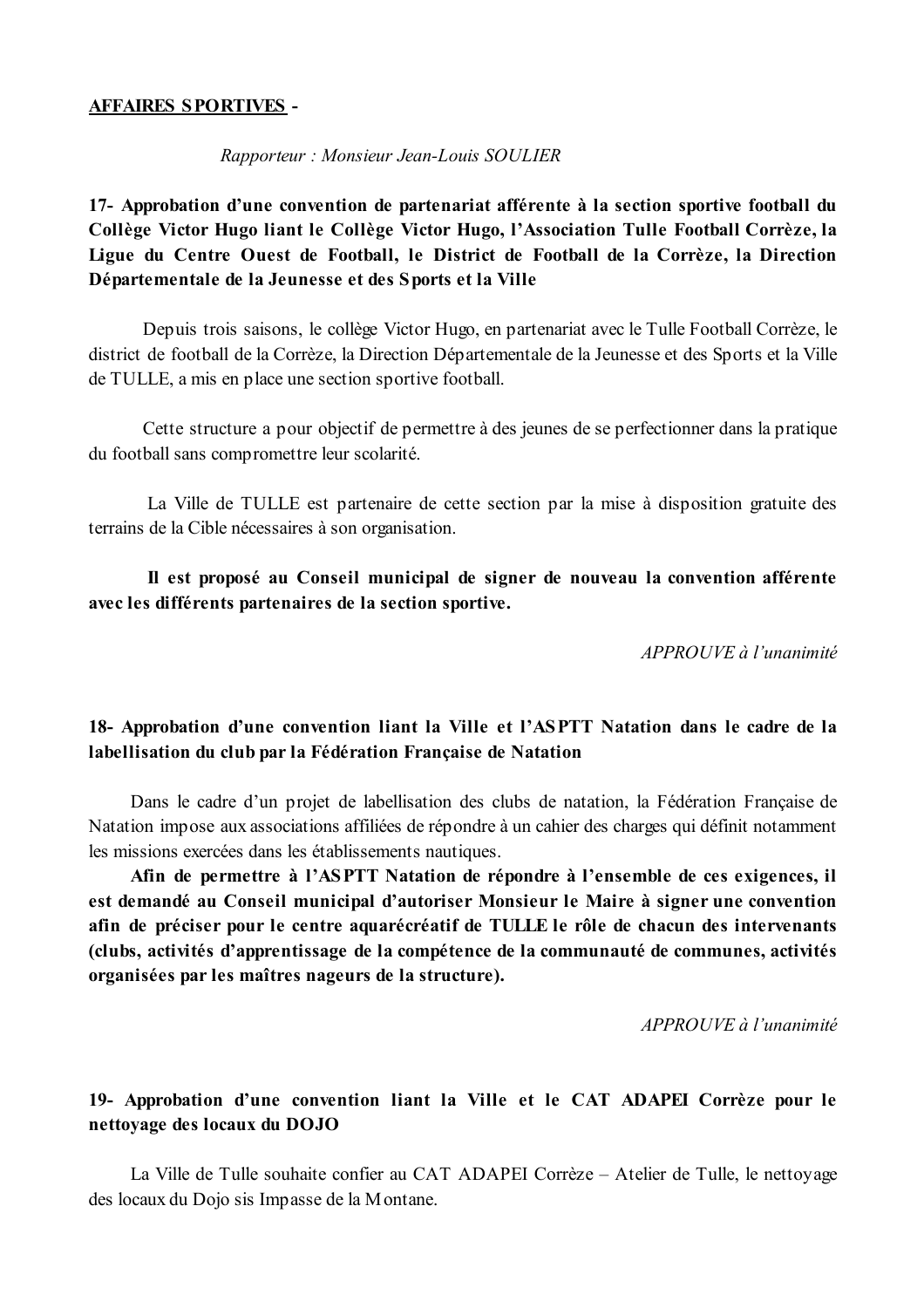**AFFAIRES SPORTIVES -**

*Rapporteur : Monsieur Jean-Louis SOULIER*

**17- Approbation d'une convention de partenariat afférente à la section sportive football du Collège Victor Hugo liant le Collège Victor Hugo, l'Association Tulle Football Corrèze, la Ligue du Centre Ouest de Football, le District de Football de la Corrèze, la Direction Départementale de la Jeunesse et des Sports et la Ville**

Depuis trois saisons, le collège Victor Hugo, en partenariat avec le Tulle Football Corrèze, le district de football de la Corrèze, la Direction Départementale de la Jeunesse et des Sports et la Ville de TULLE, a mis en place une section sportive football.

Cette structure a pour objectif de permettre à des jeunes de se perfectionner dans la pratique du football sans compromettre leur scolarité.

La Ville de TULLE est partenaire de cette section par la mise à disposition gratuite des terrains de la Cible nécessaires à son organisation.

**Il est proposé au Conseil municipal de signer de nouveau la convention afférente avec les différents partenaires de la section sportive.**

*APPROUVE à l'unanimité*

**18- Approbation d'une convention liant la Ville et l'ASPTT Natation dans le cadre de la labellisation du club par la Fédération Française de Natation**

Dans le cadre d'un projet de labellisation des clubs de natation, la Fédération Française de Natation impose aux associations affiliées de répondre à un cahier des charges qui définit notamment les missions exercées dans les établissements nautiques.

**Afin de permettre à l'ASPTT Natation de répondre à l'ensemble de ces exigences, il est demandé au Conseil municipal d'autoriser Monsieur le Maire à signer une convention afin de préciser pour le centre aquarécréatif de TULLE le rôle de chacun des intervenants (clubs, activités d'apprentissage de la compétence de la communauté de communes, activités organisées par les maîtres nageurs de la structure).**

*APPROUVE à l'unanimité*

**19- Approbation d'une convention liant la Ville et le CAT ADAPEI Corrèze pour le nettoyage des locaux du DOJO**

La Ville de Tulle souhaite confier au CAT ADAPEI Corrèze – Atelier de Tulle, le nettoyage des locaux du Dojo sis Impasse de la Montane.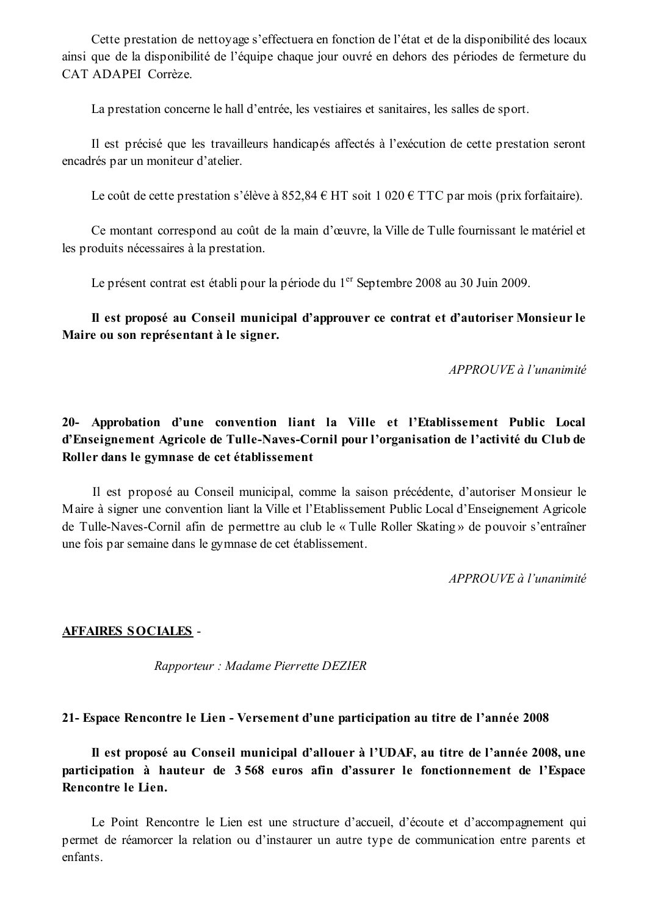Cette prestation de nettoyage s'effectuera en fonction de l'état et de la disponibilité des locaux ainsi que de la disponibilité de l'équipe chaque jour ouvré en dehors des périodes de fermeture du CAT ADAPEI Corrèze.

La prestation concerne le hall d'entrée, les vestiaires et sanitaires, les salles de sport.

Il est précisé que les travailleurs handicapés affectés à l'exécution de cette prestation seront encadrés par un moniteur d'atelier.

Le coût de cette prestation s'élève à 852,84 € HT soit 1 020 € TTC par mois (prix forfaitaire).

Ce montant correspond au coût de la main d'œuvre, la Ville de Tulle fournissant le matériel et les produits nécessaires à la prestation.

Le présent contrat est établi pour la période du 1er Septembre 2008 au 30 Juin 2009.

**Il est proposé au Conseil municipal d'approuver ce contrat et d'autoriser Monsieur le Maire ou son représentant à le signer.**

*APPROUVE à l'unanimité*

### 20- Approbation d'une convention liant la Ville et l'Etablissement Public Local d'Enseignement Agricole de Tulle-Naves-Cornil pour l'organisation de l'activité du Club de Roller dans le gymnase de cet établissement

Il est proposé au Conseil municipal, comme la saison précédente, d'autoriser Monsieur le Maire à signer une convention liant la Ville et l'Etablissement Public Local d'Enseignement Agricole de Tulle-Naves-Cornil afin de permettre au club le « Tulle Roller Skating » de pouvoir s'entraîner une fois par semaine dans le gymnase de cet établissement.

*APPROUVE à l'unanimité*

## AFFAIRES SOCIALES -

*Rapporteur : Madame Pierrette DEZIER*

### 21- Espace Rencontre le Lien - Versement d'une participation au titre de l'année 2008

**Il est proposé au Conseil municipal d'allouer à l'UDAF, au titre de l'année 2008, une participation à hauteur de 3 568 euros afin d'assurer le fonctionnement de l'Espace Rencontre le Lien.**

Le Point Rencontre le Lien est une structure d'accueil, d'écoute et d'accompagnement qui permet de réamorcer la relation ou d'instaurer un autre type de communication entre parents et enfants.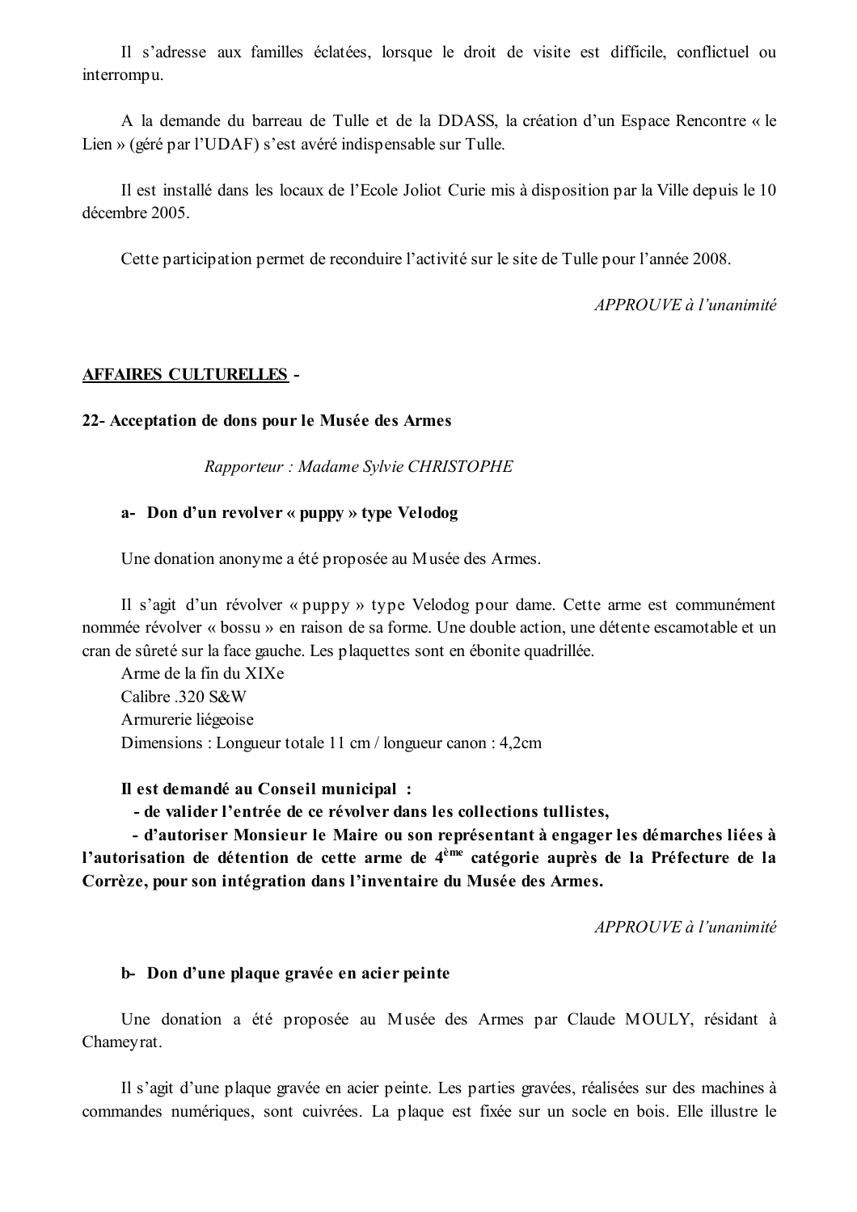Il s'adresse aux familles éclatées, lorsque le droit de visite est difficile, conflictuel ou interrompu.

A la demande du barreau de Tulle et de la DDASS, la création d'un Espace Rencontre « le Lien » (géré par l'UDAF) s'est avéré indispensable sur Tulle.

Il est installé dans les locaux de l'Ecole Joliot Curie mis à disposition par la Ville depuis le 10 décembre 2005.

Cette participation permet de reconduire l'activité sur le site de Tulle pour l'année 2008.

*APPROUVE à l'unanimité*

## AFFAIRES CULTURELLES -

### 22- Acceptation de dons pour le Musée des Armes

*Rapporteur : Madame Sylvie CHRISTOPHE*

#### a- Don d'un revolver « puppy » type Velodog

Une donation anonyme a été proposée au Musée des Armes.

Il s'agit d'un révolver « puppy » type Velodog pour dame. Cette arme est communément nommée révolver « bossu » en raison de sa forme. Une double action, une détente escamotable et un cran de sûreté sur la face gauche. Les plaquettes sont en ébonite quadrillée.
Arme de la fin du XIXe
Calibre .320 S&W
Armurerie liégeoise
Dimensions : Longueur totale 11 cm / longueur canon : 4,2cm

**Il est demandé au Conseil municipal :**
**- de valider l'entrée de ce révolver dans les collections tullistes,**
**- d'autoriser Monsieur le Maire ou son représentant à engager les démarches liées à l'autorisation de détention de cette arme de 4ème catégorie auprès de la Préfecture de la Corrèze, pour son intégration dans l'inventaire du Musée des Armes.**

*APPROUVE à l'unanimité*

#### b- Don d'une plaque gravée en acier peinte

Une donation a été proposée au Musée des Armes par Claude MOULY, résidant à Chameyrat.

Il s'agit d'une plaque gravée en acier peinte. Les parties gravées, réalisées sur des machines à commandes numériques, sont cuivrées. La plaque est fixée sur un socle en bois. Elle illustre le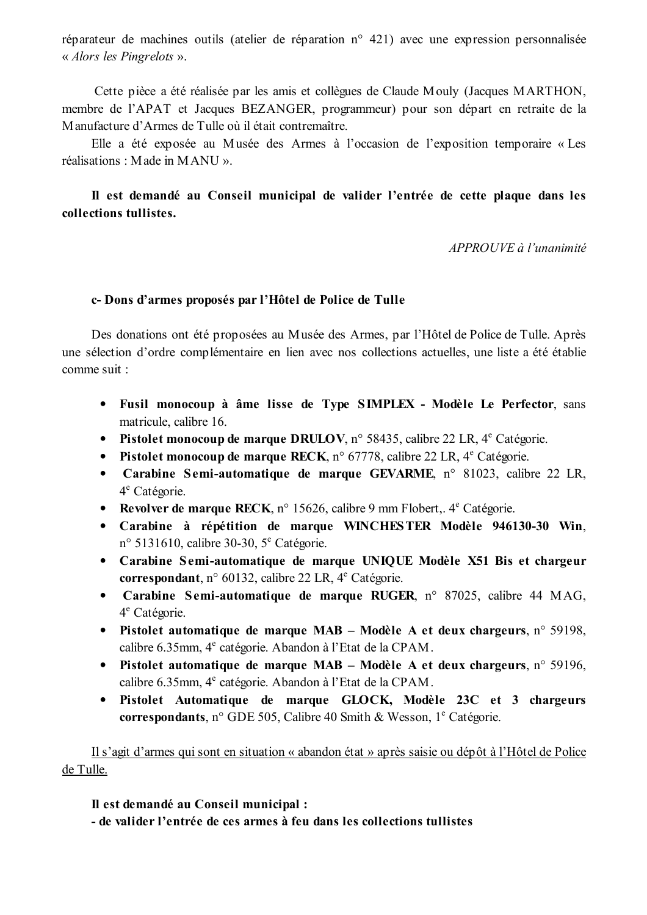réparateur de machines outils (atelier de réparation n° 421) avec une expression personnalisée « *Alors les Pingrelots* ».

Cette pièce a été réalisée par les amis et collègues de Claude Mouly (Jacques MARTHON, membre de l'APAT et Jacques BEZANGER, programmeur) pour son départ en retraite de la Manufacture d'Armes de Tulle où il était contremaître.

Elle a été exposée au Musée des Armes à l'occasion de l'exposition temporaire « Les réalisations : Made in MANU ».

**Il est demandé au Conseil municipal de valider l'entrée de cette plaque dans les collections tullistes.**

*APPROUVE à l'unanimité*

### c- Dons d'armes proposés par l'Hôtel de Police de Tulle

Des donations ont été proposées au Musée des Armes, par l'Hôtel de Police de Tulle. Après une sélection d'ordre complémentaire en lien avec nos collections actuelles, une liste a été établie comme suit :

- **Fusil monocoup à âme lisse de Type SIMPLEX - Modèle Le Perfector**, sans matricule, calibre 16.
- **Pistolet monocoup de marque DRULOV**, n° 58435, calibre 22 LR, 4e Catégorie.
- **Pistolet monocoup de marque RECK**, n° 67778, calibre 22 LR, 4e Catégorie.
- **Carabine Semi-automatique de marque GEVARME**, n° 81023, calibre 22 LR, 4e Catégorie.
- **Revolver de marque RECK**, n° 15626, calibre 9 mm Flobert,. 4e Catégorie.
- **Carabine à répétition de marque WINCHESTER Modèle 946130-30 Win**, n° 5131610, calibre 30-30, 5e Catégorie.
- **Carabine Semi-automatique de marque UNIQUE Modèle X51 Bis et chargeur correspondant**, n° 60132, calibre 22 LR, 4e Catégorie.
- **Carabine Semi-automatique de marque RUGER**, n° 87025, calibre 44 MAG, 4e Catégorie.
- **Pistolet automatique de marque MAB – Modèle A et deux chargeurs**, n° 59198, calibre 6.35mm, 4e catégorie. Abandon à l'Etat de la CPAM.
- **Pistolet automatique de marque MAB – Modèle A et deux chargeurs**, n° 59196, calibre 6.35mm, 4e catégorie. Abandon à l'Etat de la CPAM.
- **Pistolet Automatique de marque GLOCK, Modèle 23C et 3 chargeurs correspondants**, n° GDE 505, Calibre 40 Smith & Wesson, 1e Catégorie.

<u>Il s'agit d'armes qui sont en situation « abandon état » après saisie ou dépôt à l'Hôtel de Police de Tulle.</u>

**Il est demandé au Conseil municipal :**
**- de valider l'entrée de ces armes à feu dans les collections tullistes**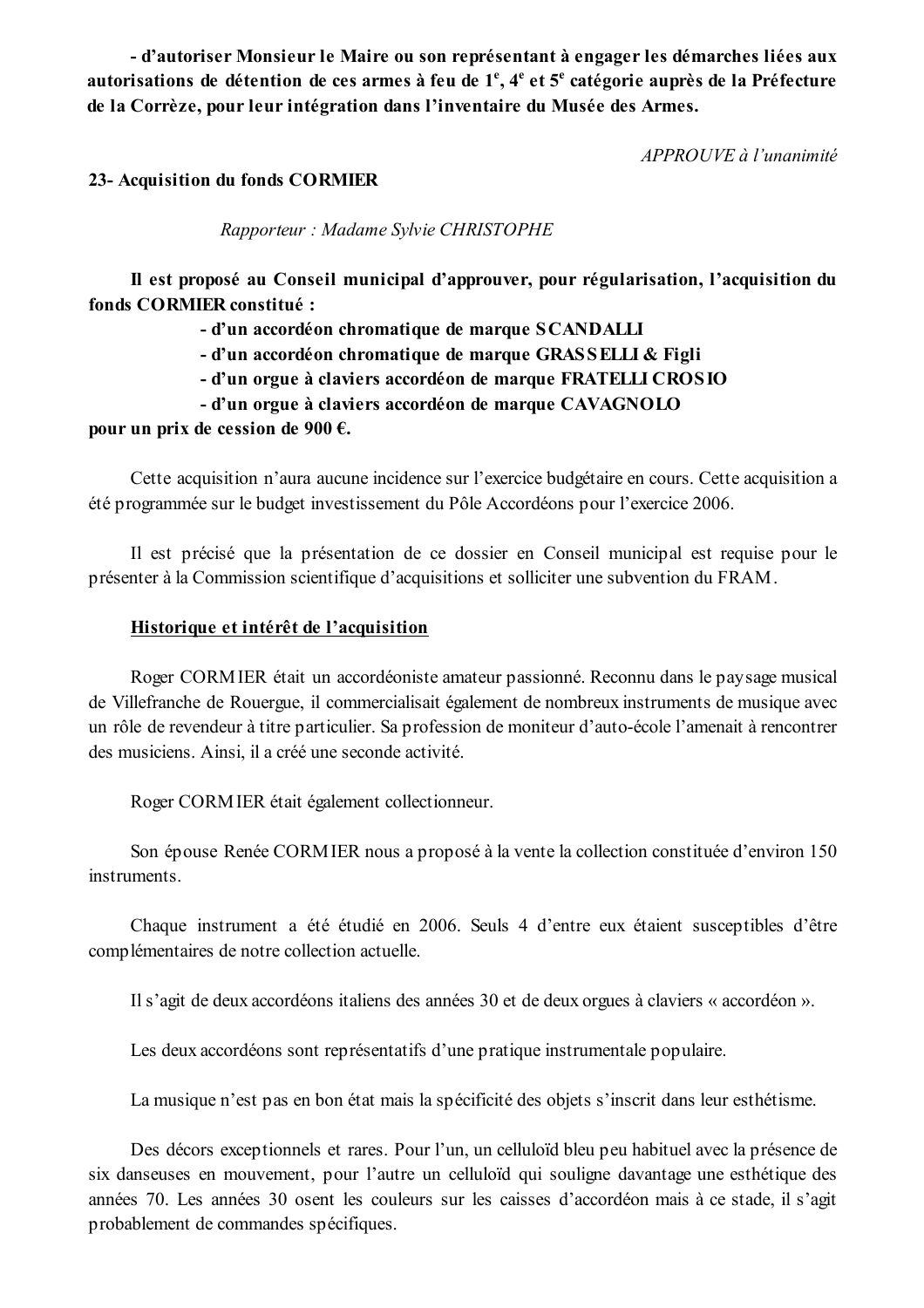**- d'autoriser Monsieur le Maire ou son représentant à engager les démarches liées aux autorisations de détention de ces armes à feu de 1e, 4e et 5e catégorie auprès de la Préfecture de la Corrèze, pour leur intégration dans l'inventaire du Musée des Armes.**

*APPROUVE à l'unanimité*

**23- Acquisition du fonds CORMIER**

*Rapporteur : Madame Sylvie CHRISTOPHE*

**Il est proposé au Conseil municipal d'approuver, pour régularisation, l'acquisition du fonds CORMIER constitué :**

- **d'un accordéon chromatique de marque SCANDALLI**
- **d'un accordéon chromatique de marque GRASSELLI & Figli**
- **d'un orgue à claviers accordéon de marque FRATELLI CROSIO**
- **d'un orgue à claviers accordéon de marque CAVAGNOLO**

**pour un prix de cession de 900 €.**

Cette acquisition n'aura aucune incidence sur l'exercice budgétaire en cours. Cette acquisition a été programmée sur le budget investissement du Pôle Accordéons pour l'exercice 2006.

Il est précisé que la présentation de ce dossier en Conseil municipal est requise pour le présenter à la Commission scientifique d'acquisitions et solliciter une subvention du FRAM.

**Historique et intérêt de l'acquisition**

Roger CORMIER était un accordéoniste amateur passionné. Reconnu dans le paysage musical de Villefranche de Rouergue, il commercialisait également de nombreux instruments de musique avec un rôle de revendeur à titre particulier. Sa profession de moniteur d'auto-école l'amenait à rencontrer des musiciens. Ainsi, il a créé une seconde activité.

Roger CORMIER était également collectionneur.

Son épouse Renée CORMIER nous a proposé à la vente la collection constituée d'environ 150 instruments.

Chaque instrument a été étudié en 2006. Seuls 4 d'entre eux étaient susceptibles d'être complémentaires de notre collection actuelle.

Il s'agit de deux accordéons italiens des années 30 et de deux orgues à claviers « accordéon ».

Les deux accordéons sont représentatifs d'une pratique instrumentale populaire.

La musique n'est pas en bon état mais la spécificité des objets s'inscrit dans leur esthétisme.

Des décors exceptionnels et rares. Pour l'un, un celluloïd bleu peu habituel avec la présence de six danseuses en mouvement, pour l'autre un celluloïd qui souligne davantage une esthétique des années 70. Les années 30 osent les couleurs sur les caisses d'accordéon mais à ce stade, il s'agit probablement de commandes spécifiques.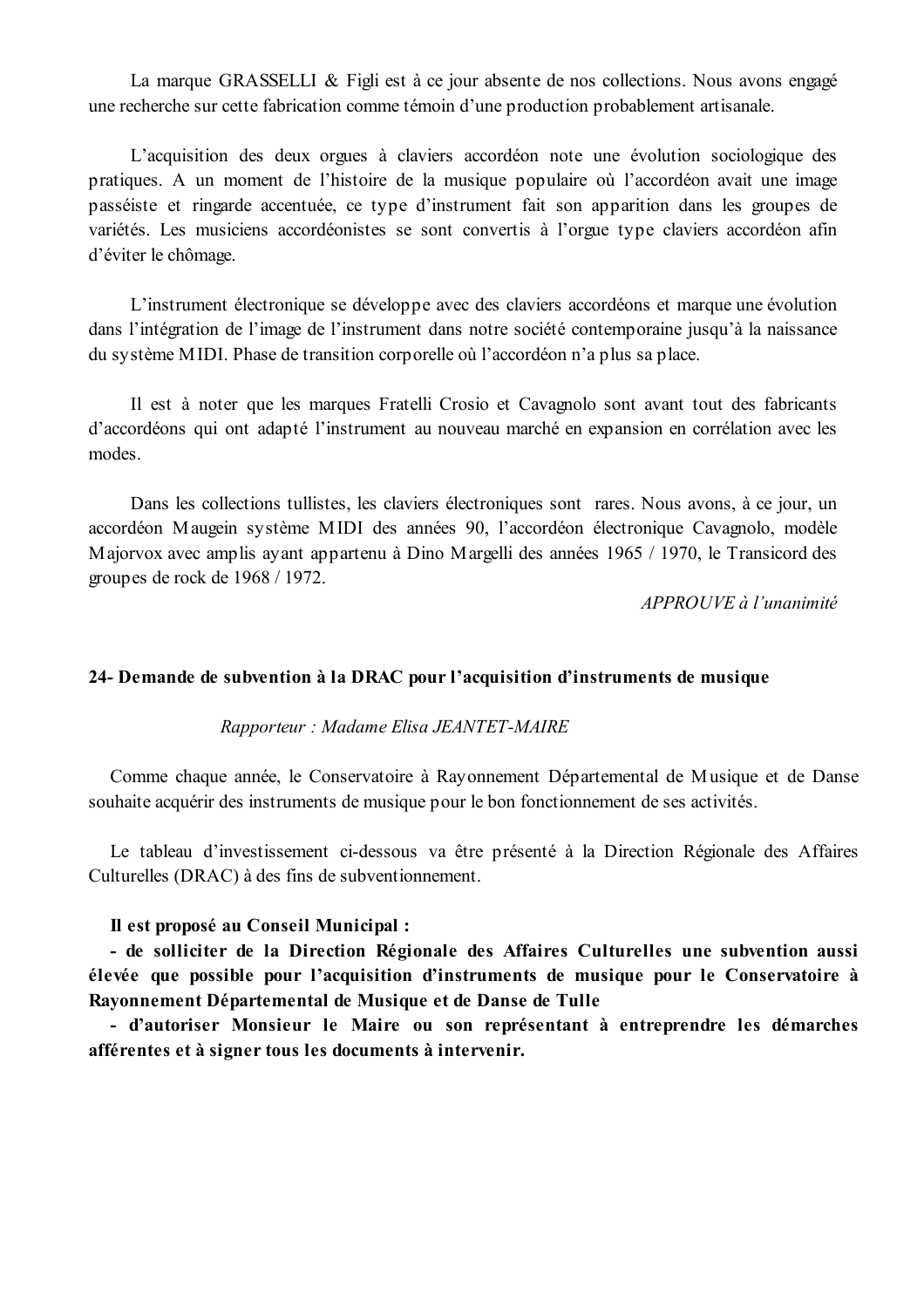La marque GRASSELLI & Figli est à ce jour absente de nos collections. Nous avons engagé une recherche sur cette fabrication comme témoin d'une production probablement artisanale.

L'acquisition des deux orgues à claviers accordéon note une évolution sociologique des pratiques. A un moment de l'histoire de la musique populaire où l'accordéon avait une image passéiste et ringarde accentuée, ce type d'instrument fait son apparition dans les groupes de variétés. Les musiciens accordéonistes se sont convertis à l'orgue type claviers accordéon afin d'éviter le chômage.

L'instrument électronique se développe avec des claviers accordéons et marque une évolution dans l'intégration de l'image de l'instrument dans notre société contemporaine jusqu'à la naissance du système MIDI. Phase de transition corporelle où l'accordéon n'a plus sa place.

Il est à noter que les marques Fratelli Crosio et Cavagnolo sont avant tout des fabricants d'accordéons qui ont adapté l'instrument au nouveau marché en expansion en corrélation avec les modes.

Dans les collections tullistes, les claviers électroniques sont rares. Nous avons, à ce jour, un accordéon Maugein système MIDI des années 90, l'accordéon électronique Cavagnolo, modèle Majorvox avec amplis ayant appartenu à Dino Margelli des années 1965 / 1970, le Transicord des groupes de rock de 1968 / 1972.

*APPROUVE à l'unanimité*

**24- Demande de subvention à la DRAC pour l'acquisition d'instruments de musique**

*Rapporteur : Madame Elisa JEANTET-MAIRE*

Comme chaque année, le Conservatoire à Rayonnement Départemental de Musique et de Danse souhaite acquérir des instruments de musique pour le bon fonctionnement de ses activités.

Le tableau d'investissement ci-dessous va être présenté à la Direction Régionale des Affaires Culturelles (DRAC) à des fins de subventionnement.

**Il est proposé au Conseil Municipal :**

**- de solliciter de la Direction Régionale des Affaires Culturelles une subvention aussi élevée que possible pour l'acquisition d'instruments de musique pour le Conservatoire à Rayonnement Départemental de Musique et de Danse de Tulle**

**- d'autoriser Monsieur le Maire ou son représentant à entreprendre les démarches afférentes et à signer tous les documents à intervenir.**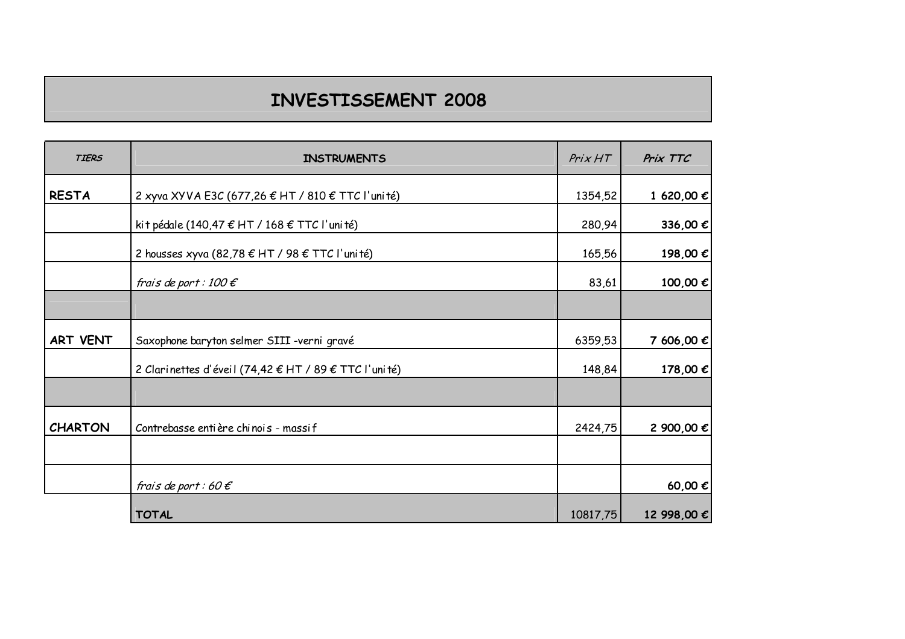# INVESTISSEMENT 2008

| *TIERS* | INSTRUMENTS | *Prix HT* | ***Prix TTC*** |
|---|---|---|---|
| **RESTA** | 2 xyva XYVA E3C (677,26 € HT / 810 € TTC l'unité) | 1354,52 | **1 620,00 €** |
| | kit pédale (140,47 € HT / 168 € TTC l'unité) | 280,94 | **336,00 €** |
| | 2 housses xyva (82,78 € HT / 98 € TTC l'unité) | 165,56 | **198,00 €** |
| | *frais de port : 100 €* | 83,61 | **100,00 €** |
| | | | |
| **ART VENT** | Saxophone baryton selmer SIII -verni gravé | 6359,53 | **7 606,00 €** |
| | 2 Clarinettes d'éveil (74,42 € HT / 89 € TTC l'unité) | 148,84 | **178,00 €** |
| | | | |
| **CHARTON** | Contrebasse entière chinois - massif | 2424,75 | **2 900,00 €** |
| | | | |
| | *frais de port : 60 €* | | **60,00 €** |
| | **TOTAL** | 10817,75 | **12 998,00 €** |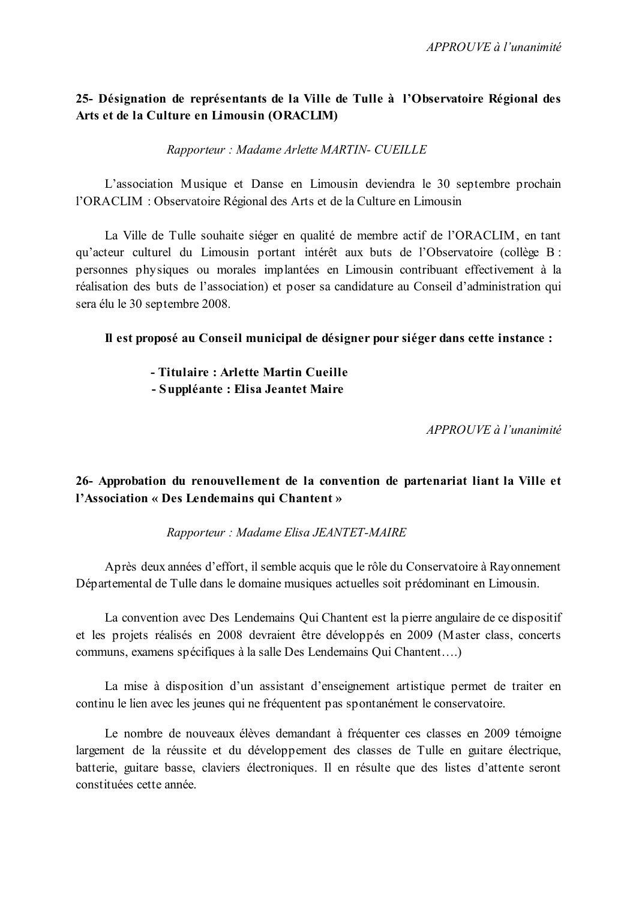*APPROUVE à l'unanimité*

**25- Désignation de représentants de la Ville de Tulle à l'Observatoire Régional des Arts et de la Culture en Limousin (ORACLIM)**

*Rapporteur : Madame Arlette MARTIN- CUEILLE*

L'association Musique et Danse en Limousin deviendra le 30 septembre prochain l'ORACLIM : Observatoire Régional des Arts et de la Culture en Limousin

La Ville de Tulle souhaite siéger en qualité de membre actif de l'ORACLIM, en tant qu'acteur culturel du Limousin portant intérêt aux buts de l'Observatoire (collège B : personnes physiques ou morales implantées en Limousin contribuant effectivement à la réalisation des buts de l'association) et poser sa candidature au Conseil d'administration qui sera élu le 30 septembre 2008.

**Il est proposé au Conseil municipal de désigner pour siéger dans cette instance :**

- **Titulaire : Arlette Martin Cueille**
- **Suppléante : Elisa Jeantet Maire**

*APPROUVE à l'unanimité*

**26- Approbation du renouvellement de la convention de partenariat liant la Ville et l'Association « Des Lendemains qui Chantent »**

*Rapporteur : Madame Elisa JEANTET-MAIRE*

Après deux années d'effort, il semble acquis que le rôle du Conservatoire à Rayonnement Départemental de Tulle dans le domaine musiques actuelles soit prédominant en Limousin.

La convention avec Des Lendemains Qui Chantent est la pierre angulaire de ce dispositif et les projets réalisés en 2008 devraient être développés en 2009 (Master class, concerts communs, examens spécifiques à la salle Des Lendemains Qui Chantent….)

La mise à disposition d'un assistant d'enseignement artistique permet de traiter en continu le lien avec les jeunes qui ne fréquentent pas spontanément le conservatoire.

Le nombre de nouveaux élèves demandant à fréquenter ces classes en 2009 témoigne largement de la réussite et du développement des classes de Tulle en guitare électrique, batterie, guitare basse, claviers électroniques. Il en résulte que des listes d'attente seront constituées cette année.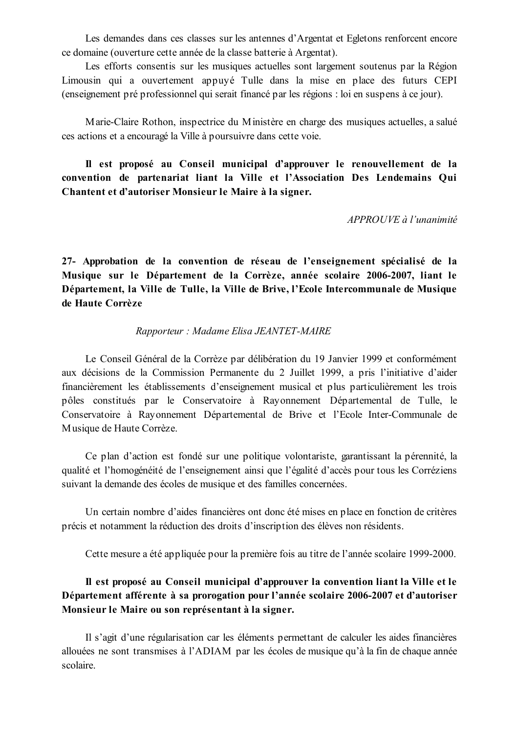Les demandes dans ces classes sur les antennes d'Argentat et Egletons renforcent encore ce domaine (ouverture cette année de la classe batterie à Argentat).

Les efforts consentis sur les musiques actuelles sont largement soutenus par la Région Limousin qui a ouvertement appuyé Tulle dans la mise en place des futurs CEPI (enseignement pré professionnel qui serait financé par les régions : loi en suspens à ce jour).

Marie-Claire Rothon, inspectrice du Ministère en charge des musiques actuelles, a salué ces actions et a encouragé la Ville à poursuivre dans cette voie.

**Il est proposé au Conseil municipal d'approuver le renouvellement de la convention de partenariat liant la Ville et l'Association Des Lendemains Qui Chantent et d'autoriser Monsieur le Maire à la signer.**

*APPROUVE à l'unanimité*

**27- Approbation de la convention de réseau de l'enseignement spécialisé de la Musique sur le Département de la Corrèze, année scolaire 2006-2007, liant le Département, la Ville de Tulle, la Ville de Brive, l'Ecole Intercommunale de Musique de Haute Corrèze**

*Rapporteur : Madame Elisa JEANTET-MAIRE*

Le Conseil Général de la Corrèze par délibération du 19 Janvier 1999 et conformément aux décisions de la Commission Permanente du 2 Juillet 1999, a pris l'initiative d'aider financièrement les établissements d'enseignement musical et plus particulièrement les trois pôles constitués par le Conservatoire à Rayonnement Départemental de Tulle, le Conservatoire à Rayonnement Départemental de Brive et l'Ecole Inter-Communale de Musique de Haute Corrèze.

Ce plan d'action est fondé sur une politique volontariste, garantissant la pérennité, la qualité et l'homogénéité de l'enseignement ainsi que l'égalité d'accès pour tous les Corréziens suivant la demande des écoles de musique et des familles concernées.

Un certain nombre d'aides financières ont donc été mises en place en fonction de critères précis et notamment la réduction des droits d'inscription des élèves non résidents.

Cette mesure a été appliquée pour la première fois au titre de l'année scolaire 1999-2000.

**Il est proposé au Conseil municipal d'approuver la convention liant la Ville et le Département afférente à sa prorogation pour l'année scolaire 2006-2007 et d'autoriser Monsieur le Maire ou son représentant à la signer.**

Il s'agit d'une régularisation car les éléments permettant de calculer les aides financières allouées ne sont transmises à l'ADIAM par les écoles de musique qu'à la fin de chaque année scolaire.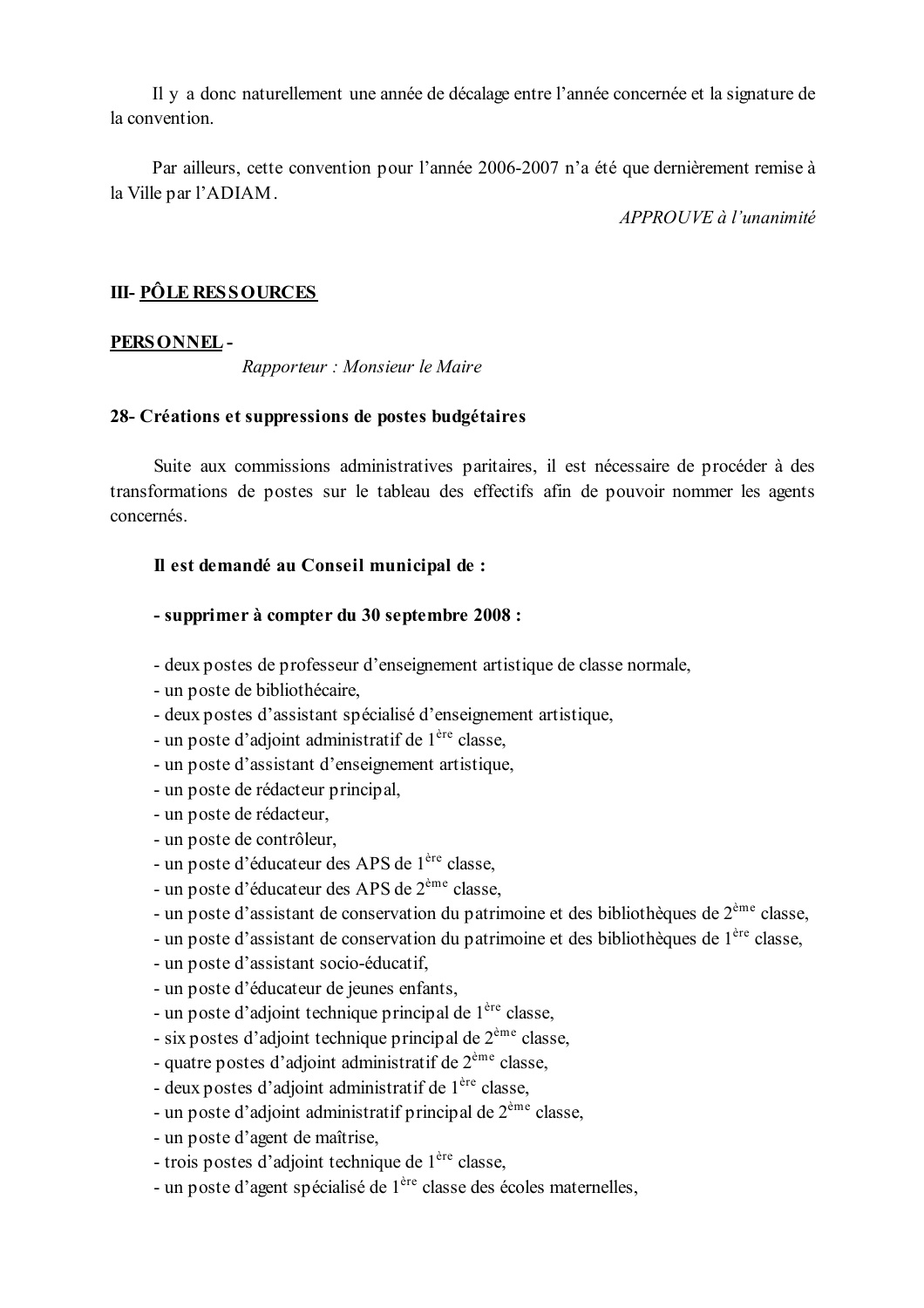Il y a donc naturellement une année de décalage entre l'année concernée et la signature de la convention.

Par ailleurs, cette convention pour l'année 2006-2007 n'a été que dernièrement remise à la Ville par l'ADIAM.

*APPROUVE à l'unanimité*

**III- PÔLE RESSOURCES**

**PERSONNEL -**

*Rapporteur : Monsieur le Maire*

**28- Créations et suppressions de postes budgétaires**

Suite aux commissions administratives paritaires, il est nécessaire de procéder à des transformations de postes sur le tableau des effectifs afin de pouvoir nommer les agents concernés.

**Il est demandé au Conseil municipal de :**

**- supprimer à compter du 30 septembre 2008 :**

- deux postes de professeur d'enseignement artistique de classe normale,
- un poste de bibliothécaire,
- deux postes d'assistant spécialisé d'enseignement artistique,
- un poste d'adjoint administratif de 1ère classe,
- un poste d'assistant d'enseignement artistique,
- un poste de rédacteur principal,
- un poste de rédacteur,
- un poste de contrôleur,
- un poste d'éducateur des APS de 1ère classe,
- un poste d'éducateur des APS de 2ème classe,
- un poste d'assistant de conservation du patrimoine et des bibliothèques de 2ème classe,
- un poste d'assistant de conservation du patrimoine et des bibliothèques de 1ère classe,
- un poste d'assistant socio-éducatif,
- un poste d'éducateur de jeunes enfants,
- un poste d'adjoint technique principal de 1ère classe,
- six postes d'adjoint technique principal de 2ème classe,
- quatre postes d'adjoint administratif de 2ème classe,
- deux postes d'adjoint administratif de 1ère classe,
- un poste d'adjoint administratif principal de 2ème classe,
- un poste d'agent de maîtrise,
- trois postes d'adjoint technique de 1ère classe,
- un poste d'agent spécialisé de 1ère classe des écoles maternelles,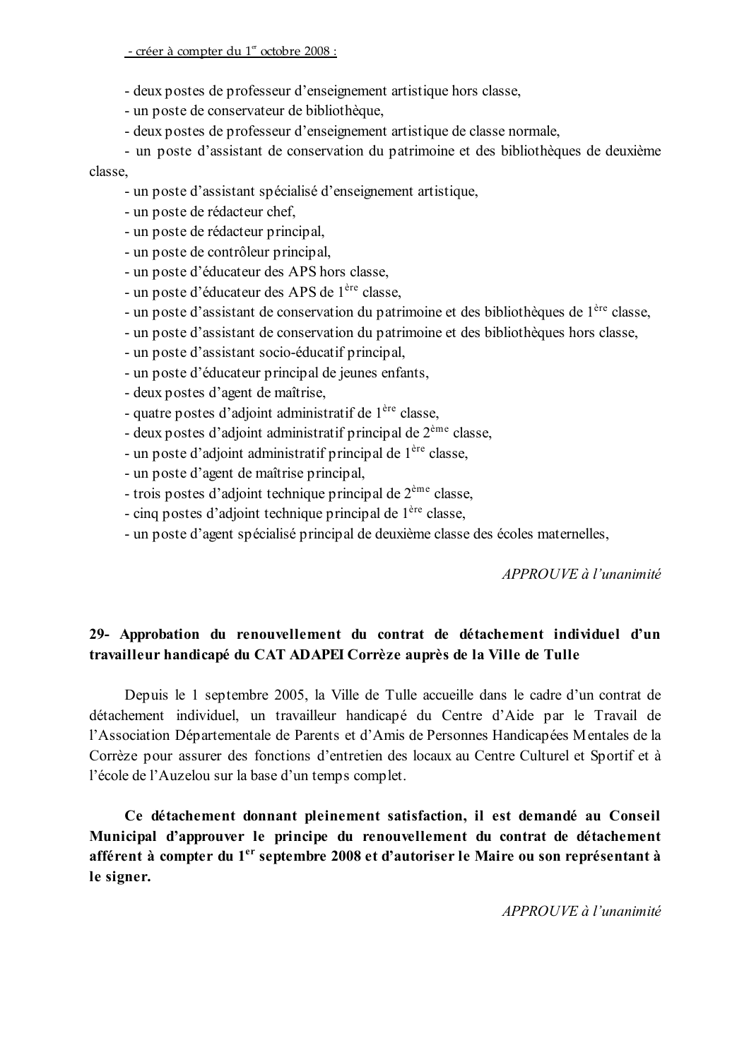- créer à compter du 1er octobre 2008 :

- deux postes de professeur d'enseignement artistique hors classe,
- un poste de conservateur de bibliothèque,
- deux postes de professeur d'enseignement artistique de classe normale,
- un poste d'assistant de conservation du patrimoine et des bibliothèques de deuxième classe,
- un poste d'assistant spécialisé d'enseignement artistique,
- un poste de rédacteur chef,
- un poste de rédacteur principal,
- un poste de contrôleur principal,
- un poste d'éducateur des APS hors classe,
- un poste d'éducateur des APS de 1ère classe,
- un poste d'assistant de conservation du patrimoine et des bibliothèques de 1ère classe,
- un poste d'assistant de conservation du patrimoine et des bibliothèques hors classe,
- un poste d'assistant socio-éducatif principal,
- un poste d'éducateur principal de jeunes enfants,
- deux postes d'agent de maîtrise,
- quatre postes d'adjoint administratif de 1ère classe,
- deux postes d'adjoint administratif principal de 2ème classe,
- un poste d'adjoint administratif principal de 1ère classe,
- un poste d'agent de maîtrise principal,
- trois postes d'adjoint technique principal de 2ème classe,
- cinq postes d'adjoint technique principal de 1ère classe,
- un poste d'agent spécialisé principal de deuxième classe des écoles maternelles,

*APPROUVE à l'unanimité*

**29- Approbation du renouvellement du contrat de détachement individuel d'un travailleur handicapé du CAT ADAPEI Corrèze auprès de la Ville de Tulle**

Depuis le 1 septembre 2005, la Ville de Tulle accueille dans le cadre d'un contrat de détachement individuel, un travailleur handicapé du Centre d'Aide par le Travail de l'Association Départementale de Parents et d'Amis de Personnes Handicapées Mentales de la Corrèze pour assurer des fonctions d'entretien des locaux au Centre Culturel et Sportif et à l'école de l'Auzelou sur la base d'un temps complet.

**Ce détachement donnant pleinement satisfaction, il est demandé au Conseil Municipal d'approuver le principe du renouvellement du contrat de détachement afférent à compter du 1er septembre 2008 et d'autoriser le Maire ou son représentant à le signer.**

*APPROUVE à l'unanimité*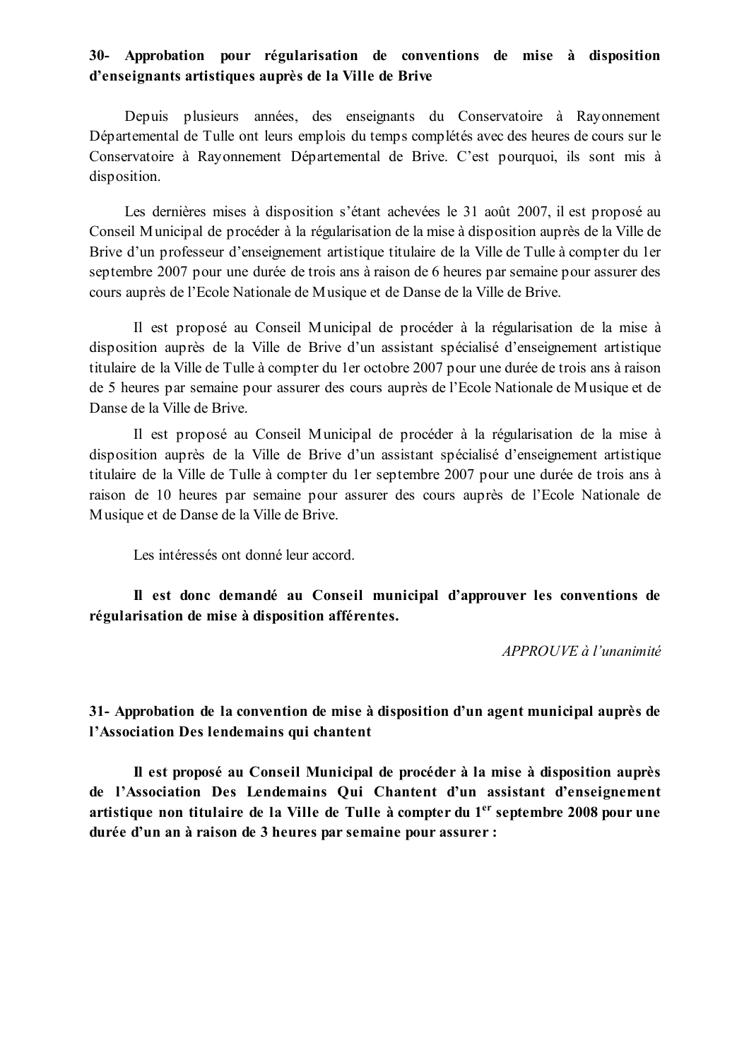**30- Approbation pour régularisation de conventions de mise à disposition d'enseignants artistiques auprès de la Ville de Brive**

Depuis plusieurs années, des enseignants du Conservatoire à Rayonnement Départemental de Tulle ont leurs emplois du temps complétés avec des heures de cours sur le Conservatoire à Rayonnement Départemental de Brive. C'est pourquoi, ils sont mis à disposition.

Les dernières mises à disposition s'étant achevées le 31 août 2007, il est proposé au Conseil Municipal de procéder à la régularisation de la mise à disposition auprès de la Ville de Brive d'un professeur d'enseignement artistique titulaire de la Ville de Tulle à compter du 1er septembre 2007 pour une durée de trois ans à raison de 6 heures par semaine pour assurer des cours auprès de l'Ecole Nationale de Musique et de Danse de la Ville de Brive.

Il est proposé au Conseil Municipal de procéder à la régularisation de la mise à disposition auprès de la Ville de Brive d'un assistant spécialisé d'enseignement artistique titulaire de la Ville de Tulle à compter du 1er octobre 2007 pour une durée de trois ans à raison de 5 heures par semaine pour assurer des cours auprès de l'Ecole Nationale de Musique et de Danse de la Ville de Brive.

Il est proposé au Conseil Municipal de procéder à la régularisation de la mise à disposition auprès de la Ville de Brive d'un assistant spécialisé d'enseignement artistique titulaire de la Ville de Tulle à compter du 1er septembre 2007 pour une durée de trois ans à raison de 10 heures par semaine pour assurer des cours auprès de l'Ecole Nationale de Musique et de Danse de la Ville de Brive.

Les intéressés ont donné leur accord.

**Il est donc demandé au Conseil municipal d'approuver les conventions de régularisation de mise à disposition afférentes.**

*APPROUVE à l'unanimité*

**31- Approbation de la convention de mise à disposition d'un agent municipal auprès de l'Association Des lendemains qui chantent**

**Il est proposé au Conseil Municipal de procéder à la mise à disposition auprès de l'Association Des Lendemains Qui Chantent d'un assistant d'enseignement artistique non titulaire de la Ville de Tulle à compter du 1er septembre 2008 pour une durée d'un an à raison de 3 heures par semaine pour assurer :**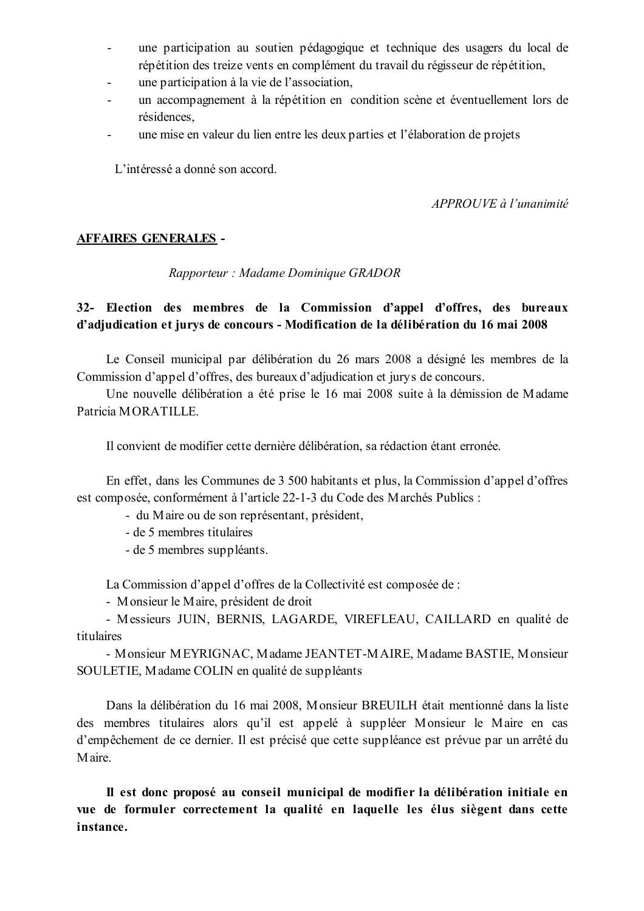- une participation au soutien pédagogique et technique des usagers du local de répétition des treize vents en complément du travail du régisseur de répétition,
- une participation à la vie de l'association,
- un accompagnement à la répétition en condition scène et éventuellement lors de résidences,
- une mise en valeur du lien entre les deux parties et l'élaboration de projets

L'intéressé a donné son accord.

*APPROUVE à l'unanimité*

**AFFAIRES GENERALES -**

*Rapporteur : Madame Dominique GRADOR*

**32- Election des membres de la Commission d'appel d'offres, des bureaux d'adjudication et jurys de concours - Modification de la délibération du 16 mai 2008**

Le Conseil municipal par délibération du 26 mars 2008 a désigné les membres de la Commission d'appel d'offres, des bureaux d'adjudication et jurys de concours.

Une nouvelle délibération a été prise le 16 mai 2008 suite à la démission de Madame Patricia MORATILLE.

Il convient de modifier cette dernière délibération, sa rédaction étant erronée.

En effet, dans les Communes de 3 500 habitants et plus, la Commission d'appel d'offres est composée, conformément à l'article 22-1-3 du Code des Marchés Publics :

- du Maire ou de son représentant, président,
- de 5 membres titulaires
- de 5 membres suppléants.

La Commission d'appel d'offres de la Collectivité est composée de :

- Monsieur le Maire, président de droit
- Messieurs JUIN, BERNIS, LAGARDE, VIREFLEAU, CAILLARD en qualité de titulaires
- Monsieur MEYRIGNAC, Madame JEANTET-MAIRE, Madame BASTIE, Monsieur SOULETIE, Madame COLIN en qualité de suppléants

Dans la délibération du 16 mai 2008, Monsieur BREUILH était mentionné dans la liste des membres titulaires alors qu'il est appelé à suppléer Monsieur le Maire en cas d'empêchement de ce dernier. Il est précisé que cette suppléance est prévue par un arrêté du Maire.

**Il est donc proposé au conseil municipal de modifier la délibération initiale en vue de formuler correctement la qualité en laquelle les élus siègent dans cette instance.**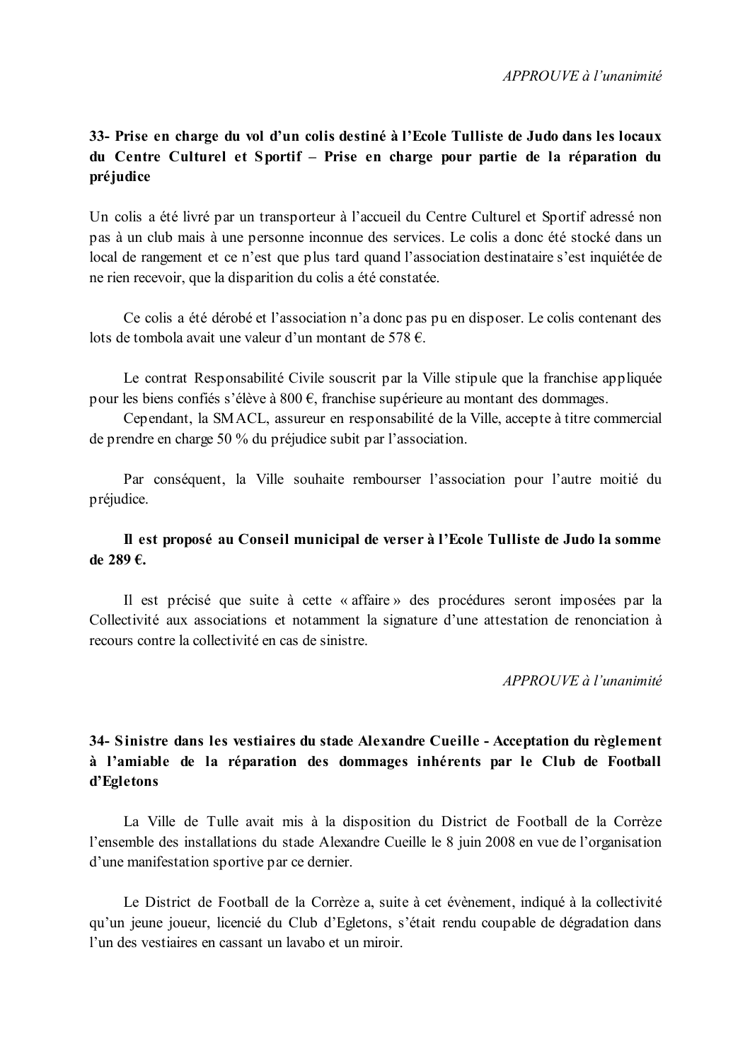*APPROUVE à l'unanimité*

**33- Prise en charge du vol d'un colis destiné à l'Ecole Tulliste de Judo dans les locaux du Centre Culturel et Sportif – Prise en charge pour partie de la réparation du préjudice**

Un colis a été livré par un transporteur à l'accueil du Centre Culturel et Sportif adressé non pas à un club mais à une personne inconnue des services. Le colis a donc été stocké dans un local de rangement et ce n'est que plus tard quand l'association destinataire s'est inquiétée de ne rien recevoir, que la disparition du colis a été constatée.

Ce colis a été dérobé et l'association n'a donc pas pu en disposer. Le colis contenant des lots de tombola avait une valeur d'un montant de 578 €.

Le contrat Responsabilité Civile souscrit par la Ville stipule que la franchise appliquée pour les biens confiés s'élève à 800 €, franchise supérieure au montant des dommages.
Cependant, la SMACL, assureur en responsabilité de la Ville, accepte à titre commercial de prendre en charge 50 % du préjudice subit par l'association.

Par conséquent, la Ville souhaite rembourser l'association pour l'autre moitié du préjudice.

**Il est proposé au Conseil municipal de verser à l'Ecole Tulliste de Judo la somme de 289 €.**

Il est précisé que suite à cette « affaire » des procédures seront imposées par la Collectivité aux associations et notamment la signature d'une attestation de renonciation à recours contre la collectivité en cas de sinistre.

*APPROUVE à l'unanimité*

**34- Sinistre dans les vestiaires du stade Alexandre Cueille - Acceptation du règlement à l'amiable de la réparation des dommages inhérents par le Club de Football d'Egletons**

La Ville de Tulle avait mis à la disposition du District de Football de la Corrèze l'ensemble des installations du stade Alexandre Cueille le 8 juin 2008 en vue de l'organisation d'une manifestation sportive par ce dernier.

Le District de Football de la Corrèze a, suite à cet évènement, indiqué à la collectivité qu'un jeune joueur, licencié du Club d'Egletons, s'était rendu coupable de dégradation dans l'un des vestiaires en cassant un lavabo et un miroir.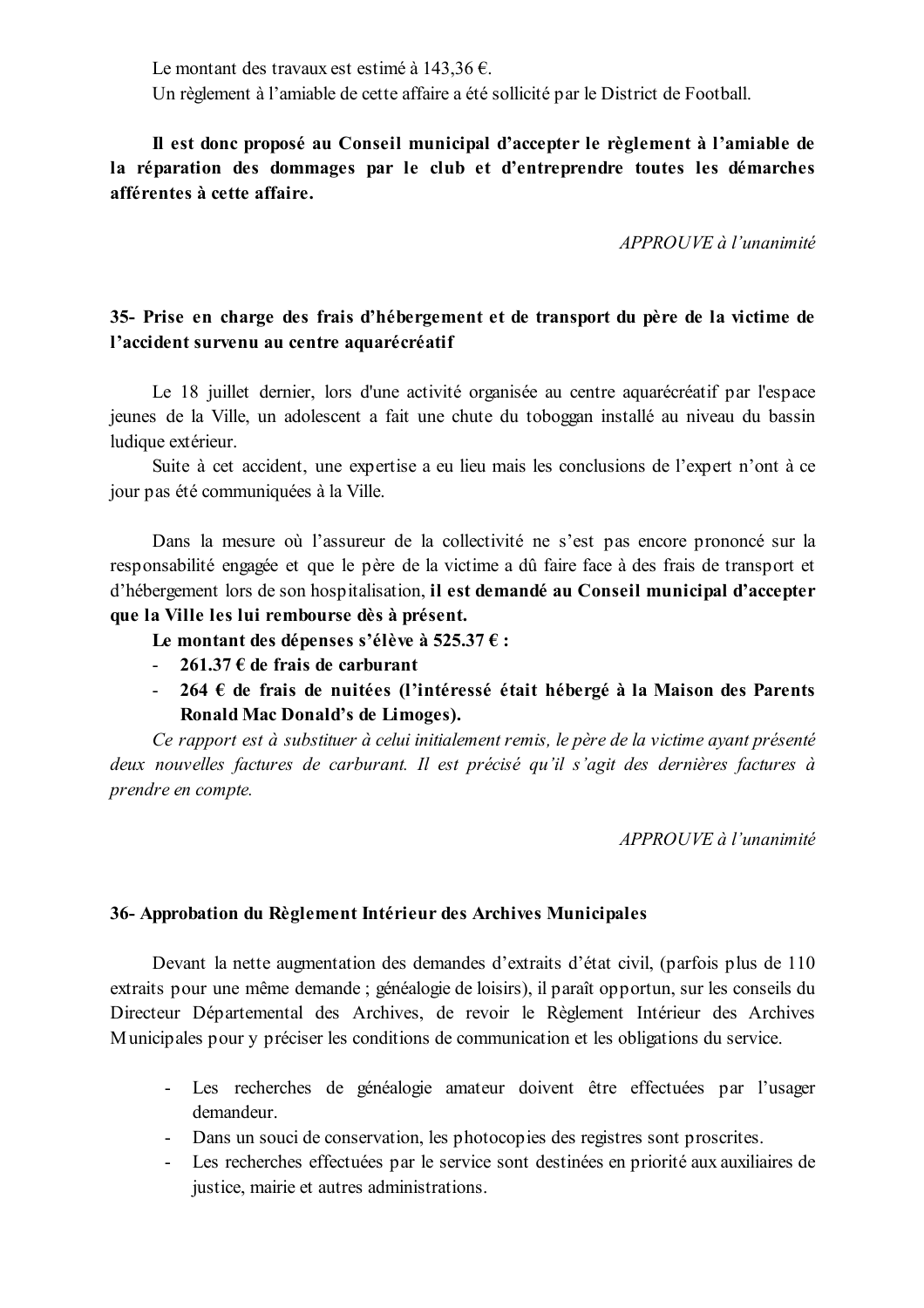Le montant des travaux est estimé à 143,36 €.
Un règlement à l'amiable de cette affaire a été sollicité par le District de Football.

**Il est donc proposé au Conseil municipal d'accepter le règlement à l'amiable de la réparation des dommages par le club et d'entreprendre toutes les démarches afférentes à cette affaire.**

*APPROUVE à l'unanimité*

### 35- Prise en charge des frais d'hébergement et de transport du père de la victime de l'accident survenu au centre aquarécréatif

Le 18 juillet dernier, lors d'une activité organisée au centre aquarécréatif par l'espace jeunes de la Ville, un adolescent a fait une chute du toboggan installé au niveau du bassin ludique extérieur.
Suite à cet accident, une expertise a eu lieu mais les conclusions de l'expert n'ont à ce jour pas été communiquées à la Ville.

Dans la mesure où l'assureur de la collectivité ne s'est pas encore prononcé sur la responsabilité engagée et que le père de la victime a dû faire face à des frais de transport et d'hébergement lors de son hospitalisation, **il est demandé au Conseil municipal d'accepter que la Ville les lui rembourse dès à présent.**

**Le montant des dépenses s'élève à 525.37 € :**

- **261.37 € de frais de carburant**
- **264 € de frais de nuitées (l'intéressé était hébergé à la Maison des Parents Ronald Mac Donald's de Limoges).**

*Ce rapport est à substituer à celui initialement remis, le père de la victime ayant présenté deux nouvelles factures de carburant. Il est précisé qu'il s'agit des dernières factures à prendre en compte.*

*APPROUVE à l'unanimité*

### 36- Approbation du Règlement Intérieur des Archives Municipales

Devant la nette augmentation des demandes d'extraits d'état civil, (parfois plus de 110 extraits pour une même demande ; généalogie de loisirs), il paraît opportun, sur les conseils du Directeur Départemental des Archives, de revoir le Règlement Intérieur des Archives Municipales pour y préciser les conditions de communication et les obligations du service.

- Les recherches de généalogie amateur doivent être effectuées par l'usager demandeur.
- Dans un souci de conservation, les photocopies des registres sont proscrites.
- Les recherches effectuées par le service sont destinées en priorité aux auxiliaires de justice, mairie et autres administrations.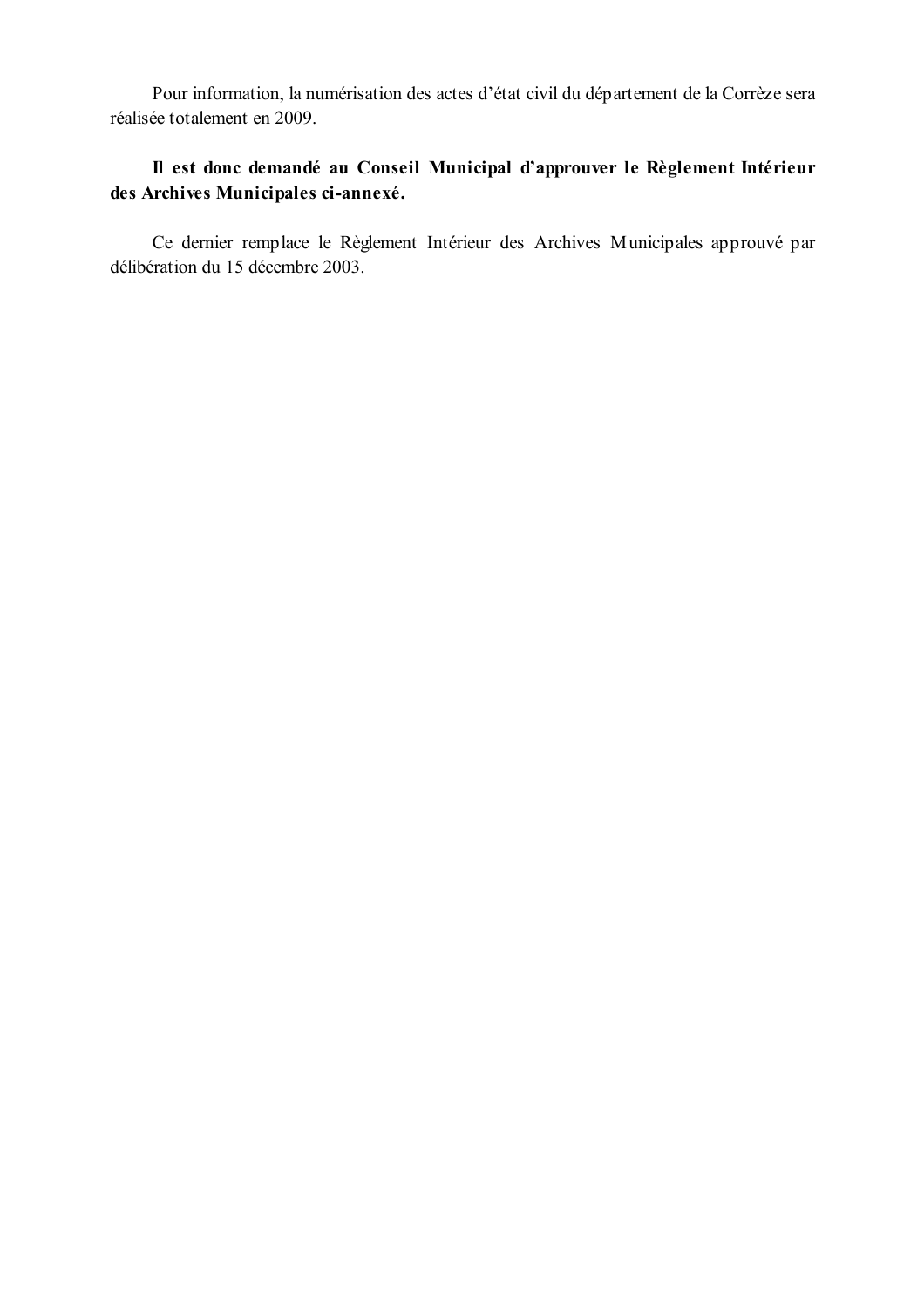Pour information, la numérisation des actes d'état civil du département de la Corrèze sera réalisée totalement en 2009.

**Il est donc demandé au Conseil Municipal d'approuver le Règlement Intérieur des Archives Municipales ci-annexé.**

Ce dernier remplace le Règlement Intérieur des Archives Municipales approuvé par délibération du 15 décembre 2003.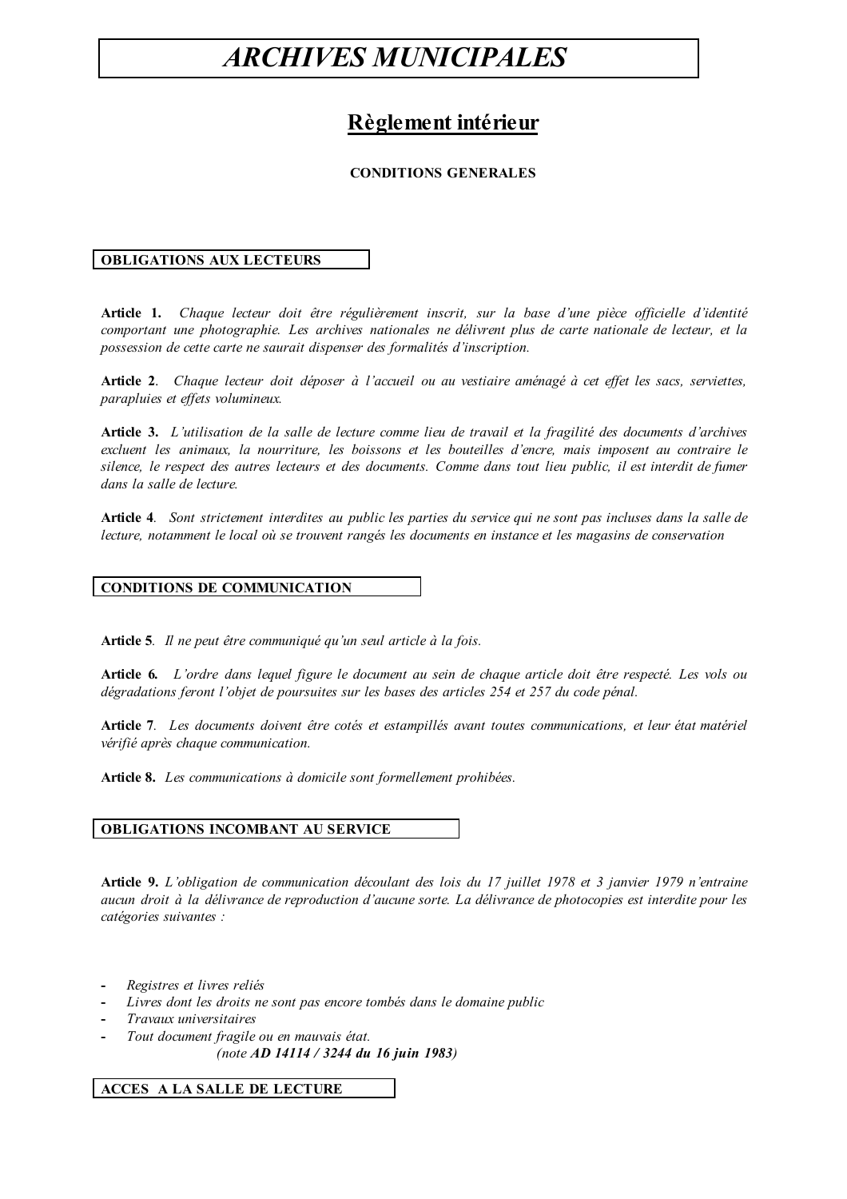# *ARCHIVES MUNICIPALES*

## Règlement intérieur

**CONDITIONS GENERALES**

### OBLIGATIONS AUX LECTEURS

**Article 1.** *Chaque lecteur doit être régulièrement inscrit, sur la base d'une pièce officielle d'identité comportant une photographie. Les archives nationales ne délivrent plus de carte nationale de lecteur, et la possession de cette carte ne saurait dispenser des formalités d'inscription.*

**Article 2**. *Chaque lecteur doit déposer à l'accueil ou au vestiaire aménagé à cet effet les sacs, serviettes, parapluies et effets volumineux.*

**Article 3.** *L'utilisation de la salle de lecture comme lieu de travail et la fragilité des documents d'archives excluent les animaux, la nourriture, les boissons et les bouteilles d'encre, mais imposent au contraire le silence, le respect des autres lecteurs et des documents. Comme dans tout lieu public, il est interdit de fumer dans la salle de lecture.*

**Article 4**. *Sont strictement interdites au public les parties du service qui ne sont pas incluses dans la salle de lecture, notamment le local où se trouvent rangés les documents en instance et les magasins de conservation*

### CONDITIONS DE COMMUNICATION

**Article 5**. *Il ne peut être communiqué qu'un seul article à la fois.*

**Article 6.** *L'ordre dans lequel figure le document au sein de chaque article doit être respecté. Les vols ou dégradations feront l'objet de poursuites sur les bases des articles 254 et 257 du code pénal.*

**Article 7**. *Les documents doivent être cotés et estampillés avant toutes communications, et leur état matériel vérifié après chaque communication.*

**Article 8.** *Les communications à domicile sont formellement prohibées.*

### OBLIGATIONS INCOMBANT AU SERVICE

**Article 9.** *L'obligation de communication découlant des lois du 17 juillet 1978 et 3 janvier 1979 n'entraine aucun droit à la délivrance de reproduction d'aucune sorte. La délivrance de photocopies est interdite pour les catégories suivantes :*

- *Registres et livres reliés*
- *Livres dont les droits ne sont pas encore tombés dans le domaine public*
- *Travaux universitaires*
- *Tout document fragile ou en mauvais état.*

*(note **AD 14114 / 3244 du 16 juin 1983**)*

### ACCES A LA SALLE DE LECTURE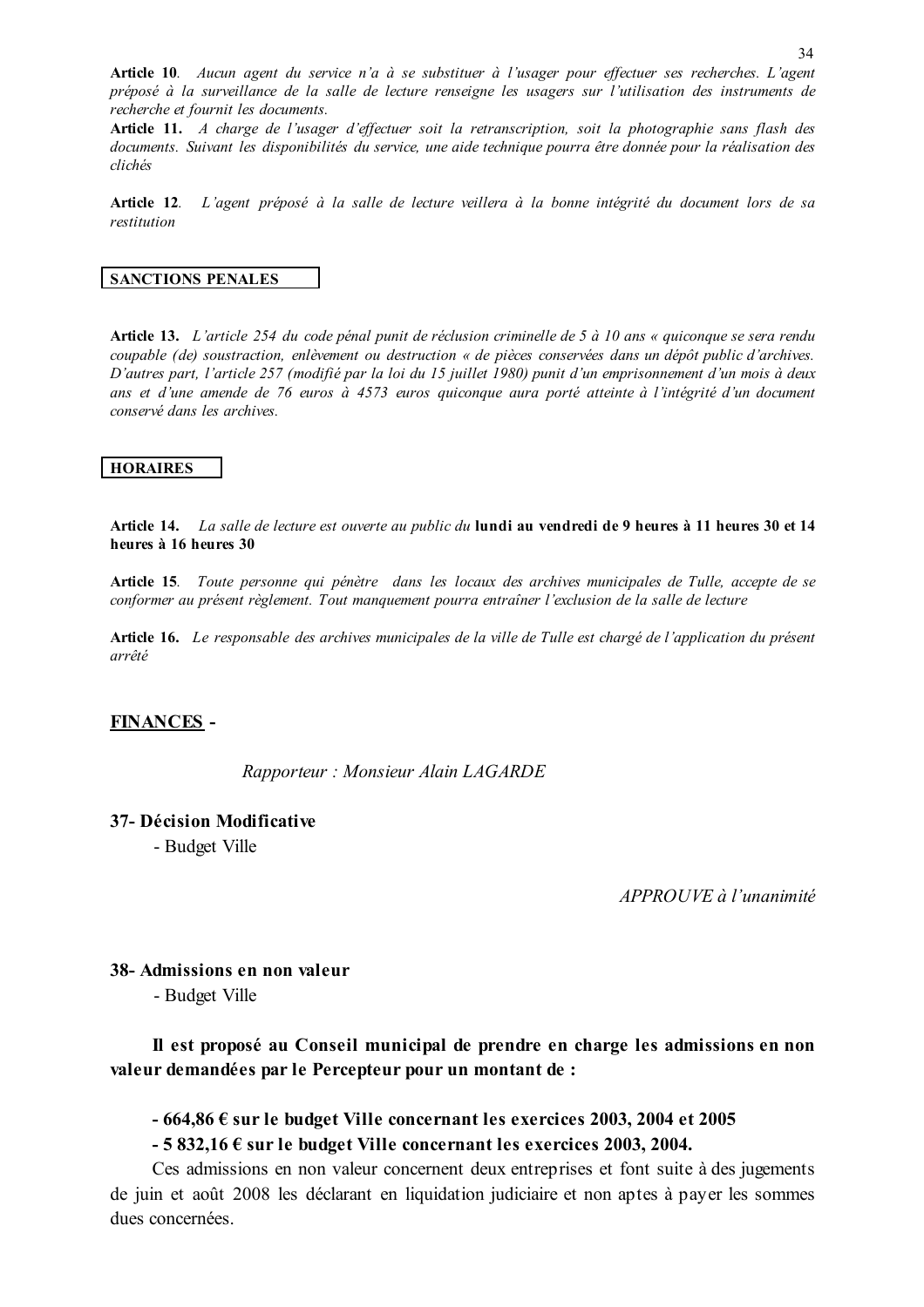**Article 10**. *Aucun agent du service n'a à se substituer à l'usager pour effectuer ses recherches. L'agent préposé à la surveillance de la salle de lecture renseigne les usagers sur l'utilisation des instruments de recherche et fournit les documents.*

**Article 11.** *A charge de l'usager d'effectuer soit la retranscription, soit la photographie sans flash des documents. Suivant les disponibilités du service, une aide technique pourra être donnée pour la réalisation des clichés*

**Article 12**. *L'agent préposé à la salle de lecture veillera à la bonne intégrité du document lors de sa restitution*

**SANCTIONS PENALES**

**Article 13.** *L'article 254 du code pénal punit de réclusion criminelle de 5 à 10 ans « quiconque se sera rendu coupable (de) soustraction, enlèvement ou destruction « de pièces conservées dans un dépôt public d'archives. D'autres part, l'article 257 (modifié par la loi du 15 juillet 1980) punit d'un emprisonnement d'un mois à deux ans et d'une amende de 76 euros à 4573 euros quiconque aura porté atteinte à l'intégrité d'un document conservé dans les archives.*

**HORAIRES**

**Article 14.** *La salle de lecture est ouverte au public du* **lundi au vendredi de 9 heures à 11 heures 30 et 14 heures à 16 heures 30**

**Article 15**. *Toute personne qui pénètre dans les locaux des archives municipales de Tulle, accepte de se conformer au présent règlement. Tout manquement pourra entraîner l'exclusion de la salle de lecture*

**Article 16.** *Le responsable des archives municipales de la ville de Tulle est chargé de l'application du présent arrêté*

## FINANCES -

*Rapporteur : Monsieur Alain LAGARDE*

### 37- Décision Modificative

- Budget Ville

*APPROUVE à l'unanimité*

### 38- Admissions en non valeur

- Budget Ville

**Il est proposé au Conseil municipal de prendre en charge les admissions en non valeur demandées par le Percepteur pour un montant de :**

**- 664,86 € sur le budget Ville concernant les exercices 2003, 2004 et 2005**

**- 5 832,16 € sur le budget Ville concernant les exercices 2003, 2004.**

Ces admissions en non valeur concernent deux entreprises et font suite à des jugements de juin et août 2008 les déclarant en liquidation judiciaire et non aptes à payer les sommes dues concernées.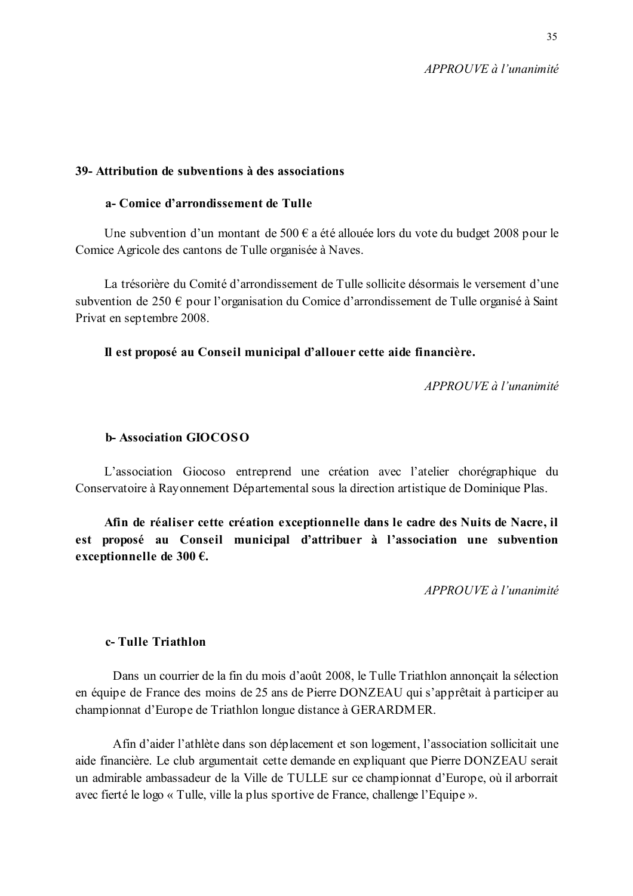*APPROUVE à l'unanimité*

## 39- Attribution de subventions à des associations

### a- Comice d'arrondissement de Tulle

Une subvention d'un montant de 500 € a été allouée lors du vote du budget 2008 pour le Comice Agricole des cantons de Tulle organisée à Naves.

La trésorière du Comité d'arrondissement de Tulle sollicite désormais le versement d'une subvention de 250 € pour l'organisation du Comice d'arrondissement de Tulle organisé à Saint Privat en septembre 2008.

**Il est proposé au Conseil municipal d'allouer cette aide financière.**

*APPROUVE à l'unanimité*

### b- Association GIOCOSO

L'association Giocoso entreprend une création avec l'atelier chorégraphique du Conservatoire à Rayonnement Départemental sous la direction artistique de Dominique Plas.

**Afin de réaliser cette création exceptionnelle dans le cadre des Nuits de Nacre, il est proposé au Conseil municipal d'attribuer à l'association une subvention exceptionnelle de 300 €.**

*APPROUVE à l'unanimité*

### c- Tulle Triathlon

Dans un courrier de la fin du mois d'août 2008, le Tulle Triathlon annonçait la sélection en équipe de France des moins de 25 ans de Pierre DONZEAU qui s'apprêtait à participer au championnat d'Europe de Triathlon longue distance à GERARDMER.

Afin d'aider l'athlète dans son déplacement et son logement, l'association sollicitait une aide financière. Le club argumentait cette demande en expliquant que Pierre DONZEAU serait un admirable ambassadeur de la Ville de TULLE sur ce championnat d'Europe, où il arborrait avec fierté le logo « Tulle, ville la plus sportive de France, challenge l'Equipe ».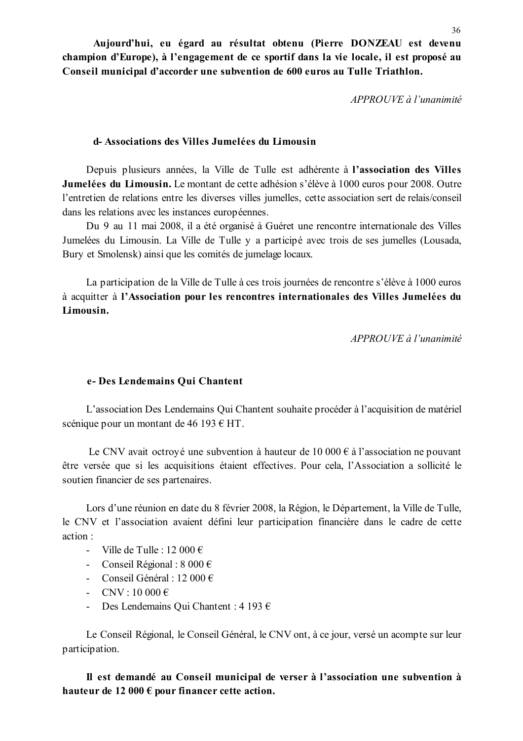**Aujourd'hui, eu égard au résultat obtenu (Pierre DONZEAU est devenu champion d'Europe), à l'engagement de ce sportif dans la vie locale, il est proposé au Conseil municipal d'accorder une subvention de 600 euros au Tulle Triathlon.**

*APPROUVE à l'unanimité*

**d- Associations des Villes Jumelées du Limousin**

Depuis plusieurs années, la Ville de Tulle est adhérente à **l'association des Villes Jumelées du Limousin.** Le montant de cette adhésion s'élève à 1000 euros pour 2008. Outre l'entretien de relations entre les diverses villes jumelles, cette association sert de relais/conseil dans les relations avec les instances européennes.

Du 9 au 11 mai 2008, il a été organisé à Guéret une rencontre internationale des Villes Jumelées du Limousin. La Ville de Tulle y a participé avec trois de ses jumelles (Lousada, Bury et Smolensk) ainsi que les comités de jumelage locaux.

La participation de la Ville de Tulle à ces trois journées de rencontre s'élève à 1000 euros à acquitter à **l'Association pour les rencontres internationales des Villes Jumelées du Limousin.**

*APPROUVE à l'unanimité*

**e- Des Lendemains Qui Chantent**

L'association Des Lendemains Qui Chantent souhaite procéder à l'acquisition de matériel scénique pour un montant de 46 193 € HT.

Le CNV avait octroyé une subvention à hauteur de 10 000 € à l'association ne pouvant être versée que si les acquisitions étaient effectives. Pour cela, l'Association a sollicité le soutien financier de ses partenaires.

Lors d'une réunion en date du 8 février 2008, la Région, le Département, la Ville de Tulle, le CNV et l'association avaient défini leur participation financière dans le cadre de cette action :

- Ville de Tulle : 12 000 €
- Conseil Régional : 8 000 €
- Conseil Général : 12 000 €
- CNV : 10 000 €
- Des Lendemains Qui Chantent : 4 193 €

Le Conseil Régional, le Conseil Général, le CNV ont, à ce jour, versé un acompte sur leur participation.

**Il est demandé au Conseil municipal de verser à l'association une subvention à hauteur de 12 000 € pour financer cette action.**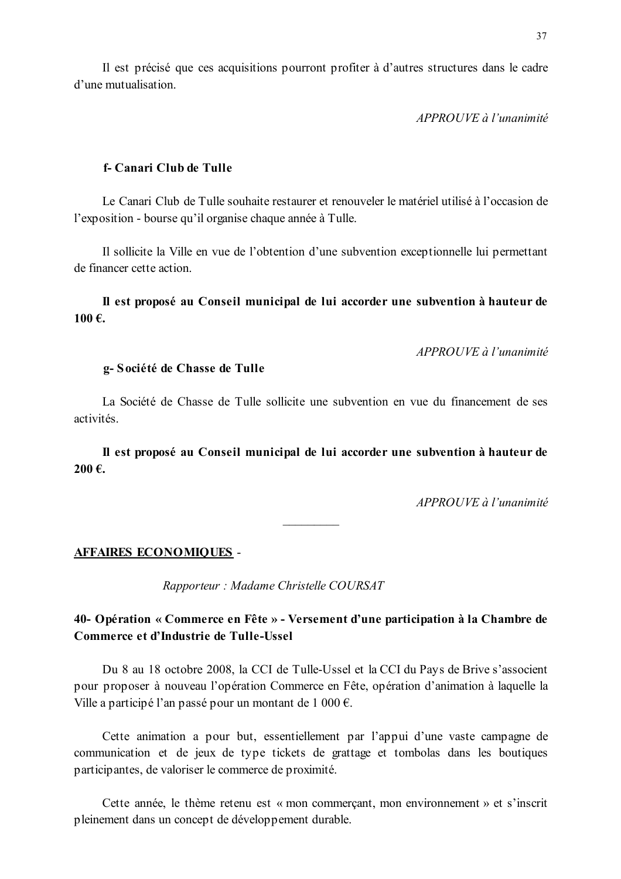Il est précisé que ces acquisitions pourront profiter à d'autres structures dans le cadre d'une mutualisation.

*APPROUVE à l'unanimité*

**f- Canari Club de Tulle**

Le Canari Club de Tulle souhaite restaurer et renouveler le matériel utilisé à l'occasion de l'exposition - bourse qu'il organise chaque année à Tulle.

Il sollicite la Ville en vue de l'obtention d'une subvention exceptionnelle lui permettant de financer cette action.

**Il est proposé au Conseil municipal de lui accorder une subvention à hauteur de 100 €.**

*APPROUVE à l'unanimité*

**g- Société de Chasse de Tulle**

La Société de Chasse de Tulle sollicite une subvention en vue du financement de ses activités.

**Il est proposé au Conseil municipal de lui accorder une subvention à hauteur de 200 €.**

*APPROUVE à l'unanimité*

---

**<u>AFFAIRES ECONOMIQUES</u>** -

*Rapporteur : Madame Christelle COURSAT*

## 40- Opération « Commerce en Fête » - Versement d'une participation à la Chambre de Commerce et d'Industrie de Tulle-Ussel

Du 8 au 18 octobre 2008, la CCI de Tulle-Ussel et la CCI du Pays de Brive s'associent pour proposer à nouveau l'opération Commerce en Fête, opération d'animation à laquelle la Ville a participé l'an passé pour un montant de 1 000 €.

Cette animation a pour but, essentiellement par l'appui d'une vaste campagne de communication et de jeux de type tickets de grattage et tombolas dans les boutiques participantes, de valoriser le commerce de proximité.

Cette année, le thème retenu est « mon commerçant, mon environnement » et s'inscrit pleinement dans un concept de développement durable.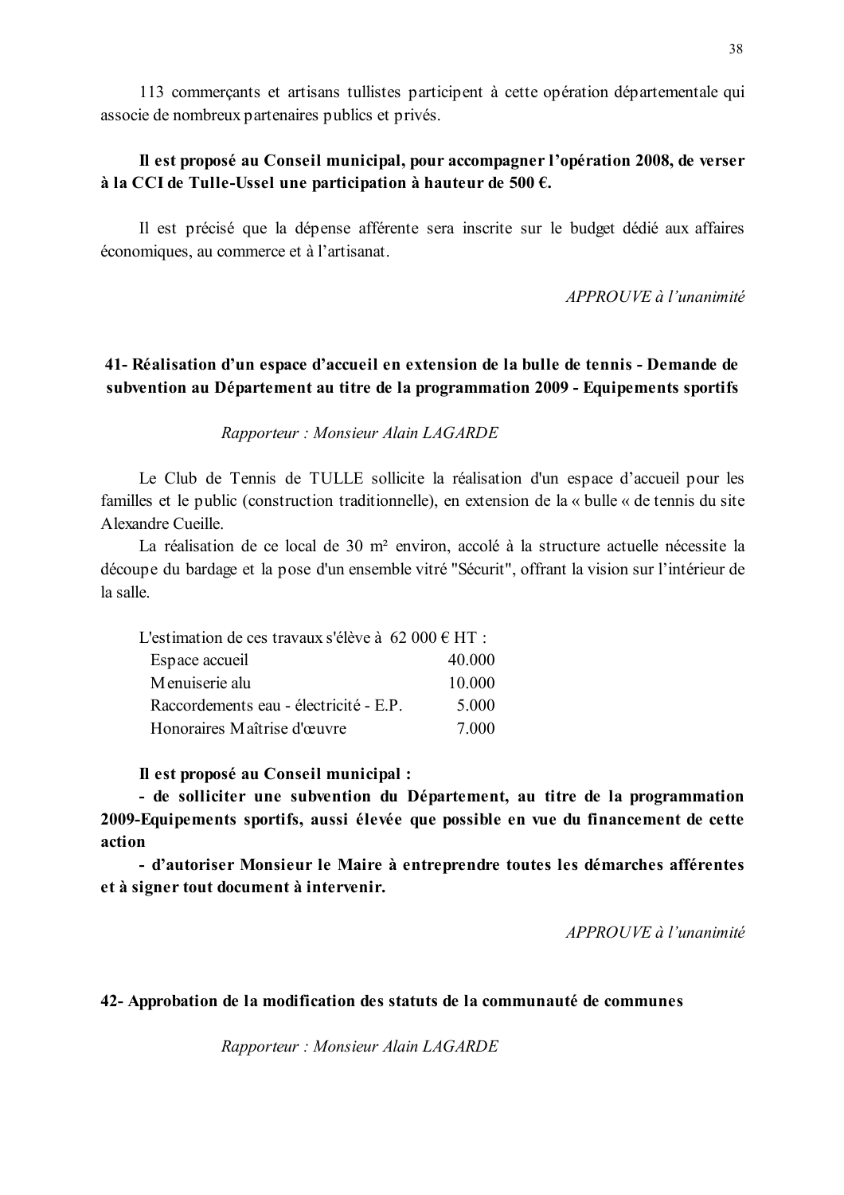113 commerçants et artisans tullistes participent à cette opération départementale qui associe de nombreux partenaires publics et privés.

**Il est proposé au Conseil municipal, pour accompagner l'opération 2008, de verser à la CCI de Tulle-Ussel une participation à hauteur de 500 €.**

Il est précisé que la dépense afférente sera inscrite sur le budget dédié aux affaires économiques, au commerce et à l'artisanat.

*APPROUVE à l'unanimité*

## 41- Réalisation d'un espace d'accueil en extension de la bulle de tennis - Demande de subvention au Département au titre de la programmation 2009 - Equipements sportifs

*Rapporteur : Monsieur Alain LAGARDE*

Le Club de Tennis de TULLE sollicite la réalisation d'un espace d'accueil pour les familles et le public (construction traditionnelle), en extension de la « bulle « de tennis du site Alexandre Cueille.

La réalisation de ce local de 30 m² environ, accolé à la structure actuelle nécessite la découpe du bardage et la pose d'un ensemble vitré "Sécurit", offrant la vision sur l'intérieur de la salle.

L'estimation de ces travaux s'élève à 62 000 € HT :

| | |
|---|---|
| Espace accueil | 40.000 |
| Menuiserie alu | 10.000 |
| Raccordements eau - électricité - E.P. | 5.000 |
| Honoraires Maîtrise d'œuvre | 7.000 |

**Il est proposé au Conseil municipal :**

**- de solliciter une subvention du Département, au titre de la programmation 2009-Equipements sportifs, aussi élevée que possible en vue du financement de cette action**

**- d'autoriser Monsieur le Maire à entreprendre toutes les démarches afférentes et à signer tout document à intervenir.**

*APPROUVE à l'unanimité*

## 42- Approbation de la modification des statuts de la communauté de communes

*Rapporteur : Monsieur Alain LAGARDE*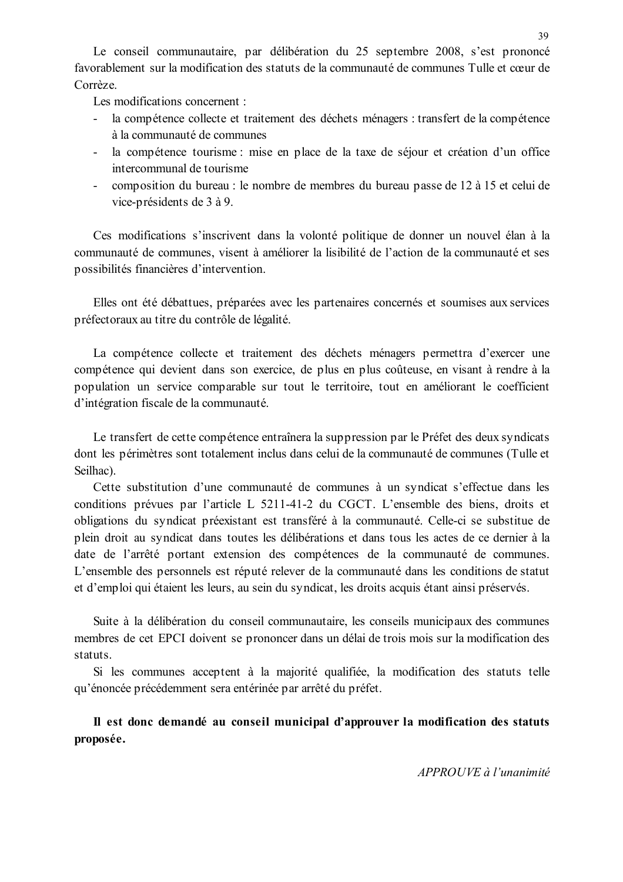Le conseil communautaire, par délibération du 25 septembre 2008, s'est prononcé favorablement sur la modification des statuts de la communauté de communes Tulle et cœur de Corrèze.

Les modifications concernent :

- la compétence collecte et traitement des déchets ménagers : transfert de la compétence à la communauté de communes
- la compétence tourisme : mise en place de la taxe de séjour et création d'un office intercommunal de tourisme
- composition du bureau : le nombre de membres du bureau passe de 12 à 15 et celui de vice-présidents de 3 à 9.

Ces modifications s'inscrivent dans la volonté politique de donner un nouvel élan à la communauté de communes, visent à améliorer la lisibilité de l'action de la communauté et ses possibilités financières d'intervention.

Elles ont été débattues, préparées avec les partenaires concernés et soumises aux services préfectoraux au titre du contrôle de légalité.

La compétence collecte et traitement des déchets ménagers permettra d'exercer une compétence qui devient dans son exercice, de plus en plus coûteuse, en visant à rendre à la population un service comparable sur tout le territoire, tout en améliorant le coefficient d'intégration fiscale de la communauté.

Le transfert de cette compétence entraînera la suppression par le Préfet des deux syndicats dont les périmètres sont totalement inclus dans celui de la communauté de communes (Tulle et Seilhac).

Cette substitution d'une communauté de communes à un syndicat s'effectue dans les conditions prévues par l'article L 5211-41-2 du CGCT. L'ensemble des biens, droits et obligations du syndicat préexistant est transféré à la communauté. Celle-ci se substitue de plein droit au syndicat dans toutes les délibérations et dans tous les actes de ce dernier à la date de l'arrêté portant extension des compétences de la communauté de communes. L'ensemble des personnels est réputé relever de la communauté dans les conditions de statut et d'emploi qui étaient les leurs, au sein du syndicat, les droits acquis étant ainsi préservés.

Suite à la délibération du conseil communautaire, les conseils municipaux des communes membres de cet EPCI doivent se prononcer dans un délai de trois mois sur la modification des statuts.

Si les communes acceptent à la majorité qualifiée, la modification des statuts telle qu'énoncée précédemment sera entérinée par arrêté du préfet.

**Il est donc demandé au conseil municipal d'approuver la modification des statuts proposée.**

*APPROUVE à l'unanimité*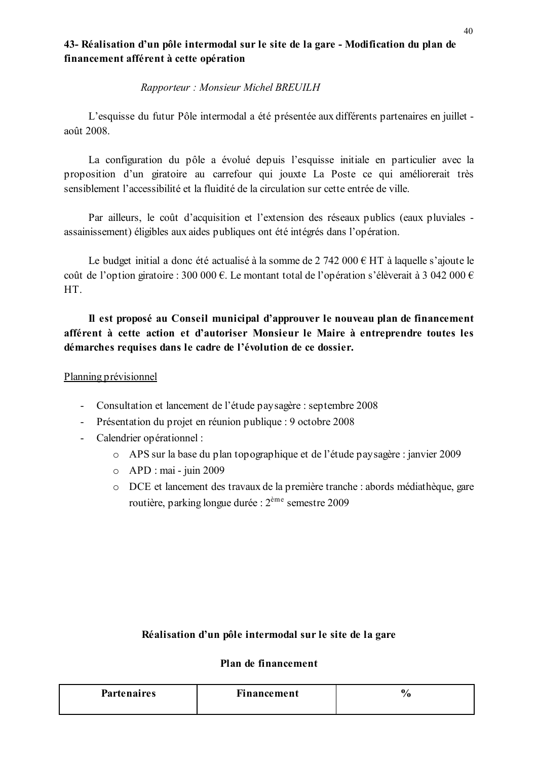**43- Réalisation d'un pôle intermodal sur le site de la gare - Modification du plan de financement afférent à cette opération**

*Rapporteur : Monsieur Michel BREUILH*

L'esquisse du futur Pôle intermodal a été présentée aux différents partenaires en juillet - août 2008.

La configuration du pôle a évolué depuis l'esquisse initiale en particulier avec la proposition d'un giratoire au carrefour qui jouxte La Poste ce qui améliorerait très sensiblement l'accessibilité et la fluidité de la circulation sur cette entrée de ville.

Par ailleurs, le coût d'acquisition et l'extension des réseaux publics (eaux pluviales - assainissement) éligibles aux aides publiques ont été intégrés dans l'opération.

Le budget initial a donc été actualisé à la somme de 2 742 000 € HT à laquelle s'ajoute le coût de l'option giratoire : 300 000 €. Le montant total de l'opération s'élèverait à 3 042 000 € HT.

**Il est proposé au Conseil municipal d'approuver le nouveau plan de financement afférent à cette action et d'autoriser Monsieur le Maire à entreprendre toutes les démarches requises dans le cadre de l'évolution de ce dossier.**

Planning prévisionnel

- Consultation et lancement de l'étude paysagère : septembre 2008
- Présentation du projet en réunion publique : 9 octobre 2008
- Calendrier opérationnel :
    - APS sur la base du plan topographique et de l'étude paysagère : janvier 2009
    - APD : mai - juin 2009
    - DCE et lancement des travaux de la première tranche : abords médiathèque, gare routière, parking longue durée : 2ème semestre 2009

**Réalisation d'un pôle intermodal sur le site de la gare**

**Plan de financement**

| Partenaires | Financement | % |
|---|---|---|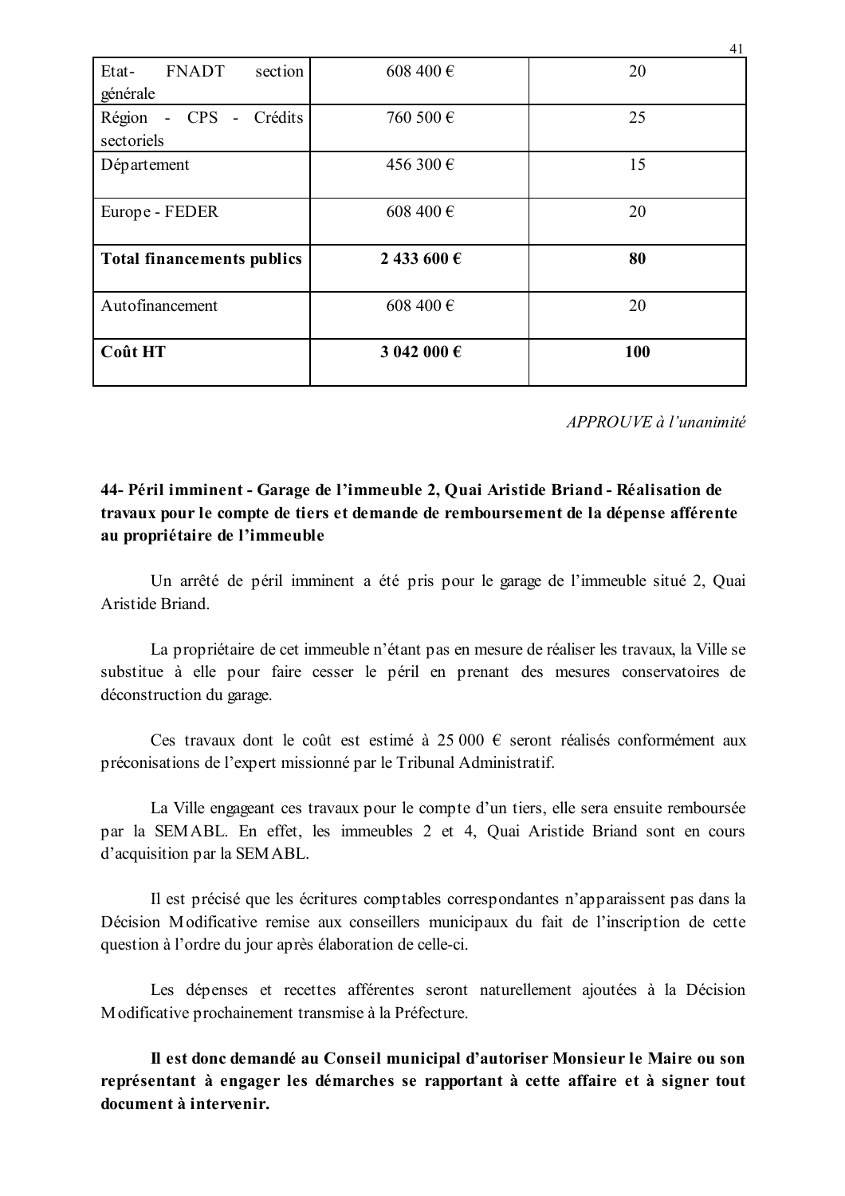| Etat- FNADT section générale | 608 400 € | 20 |
|---|---|---|
| Région - CPS - Crédits sectoriels | 760 500 € | 25 |
| Département | 456 300 € | 15 |
| Europe - FEDER | 608 400 € | 20 |
| **Total financements publics** | **2 433 600 €** | **80** |
| Autofinancement | 608 400 € | 20 |
| **Coût HT** | **3 042 000 €** | **100** |

*APPROUVE à l'unanimité*

### 44- Péril imminent - Garage de l'immeuble 2, Quai Aristide Briand - Réalisation de travaux pour le compte de tiers et demande de remboursement de la dépense afférente au propriétaire de l'immeuble

Un arrêté de péril imminent a été pris pour le garage de l'immeuble situé 2, Quai Aristide Briand.

La propriétaire de cet immeuble n'étant pas en mesure de réaliser les travaux, la Ville se substitue à elle pour faire cesser le péril en prenant des mesures conservatoires de déconstruction du garage.

Ces travaux dont le coût est estimé à 25 000 € seront réalisés conformément aux préconisations de l'expert missionné par le Tribunal Administratif.

La Ville engageant ces travaux pour le compte d'un tiers, elle sera ensuite remboursée par la SEMABL. En effet, les immeubles 2 et 4, Quai Aristide Briand sont en cours d'acquisition par la SEMABL.

Il est précisé que les écritures comptables correspondantes n'apparaissent pas dans la Décision Modificative remise aux conseillers municipaux du fait de l'inscription de cette question à l'ordre du jour après élaboration de celle-ci.

Les dépenses et recettes afférentes seront naturellement ajoutées à la Décision Modificative prochainement transmise à la Préfecture.

**Il est donc demandé au Conseil municipal d'autoriser Monsieur le Maire ou son représentant à engager les démarches se rapportant à cette affaire et à signer tout document à intervenir.**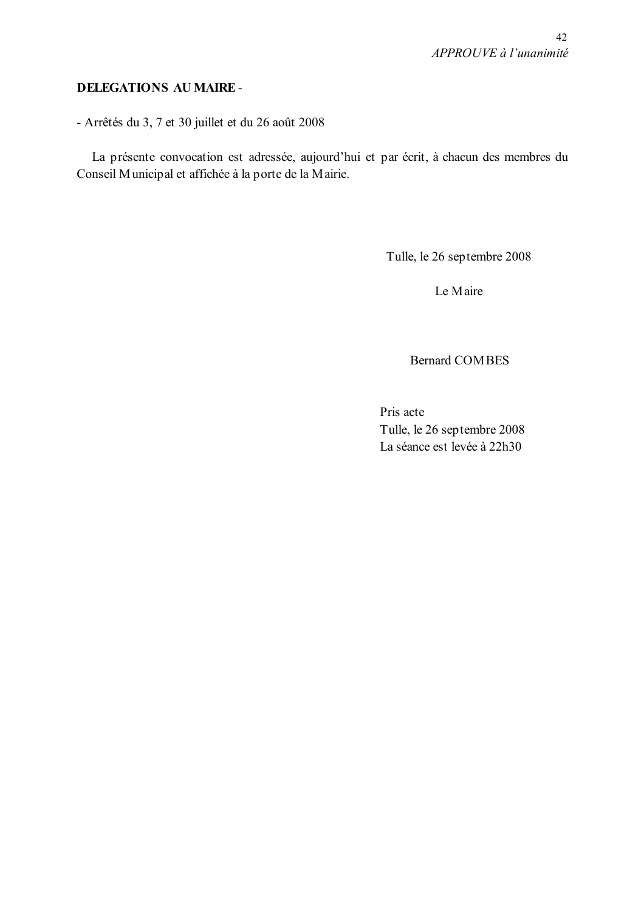*APPROUVE à l'unanimité*

**DELEGATIONS AU MAIRE** -

- Arrêtés du 3, 7 et 30 juillet et du 26 août 2008

La présente convocation est adressée, aujourd'hui et par écrit, à chacun des membres du Conseil Municipal et affichée à la porte de la Mairie.

Tulle, le 26 septembre 2008

Le Maire

Bernard COMBES

Pris acte
Tulle, le 26 septembre 2008
La séance est levée à 22h30